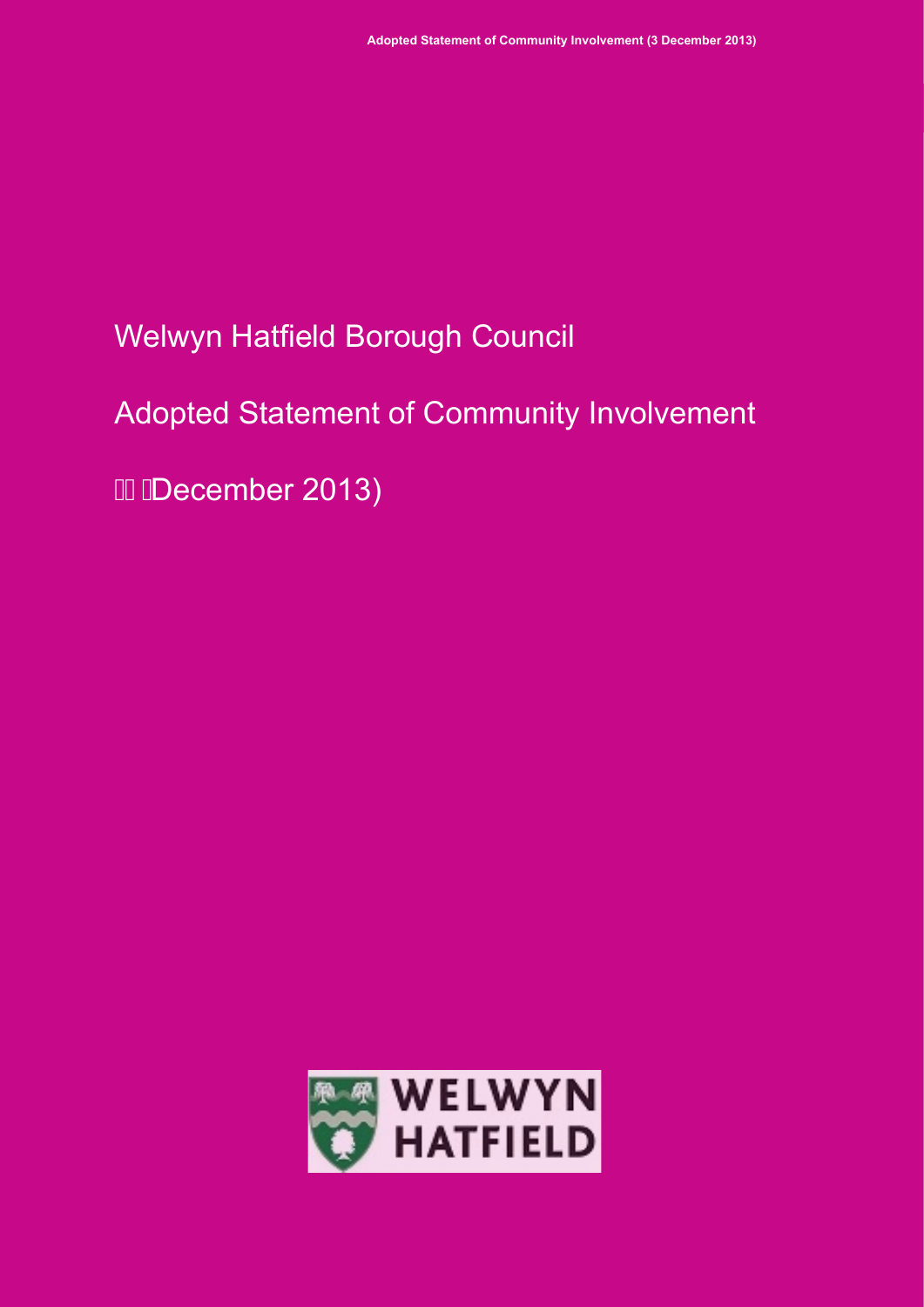# Welwyn Hatfield Borough Council

# Adopted Statement of Community Involvement

# (3 December 2013)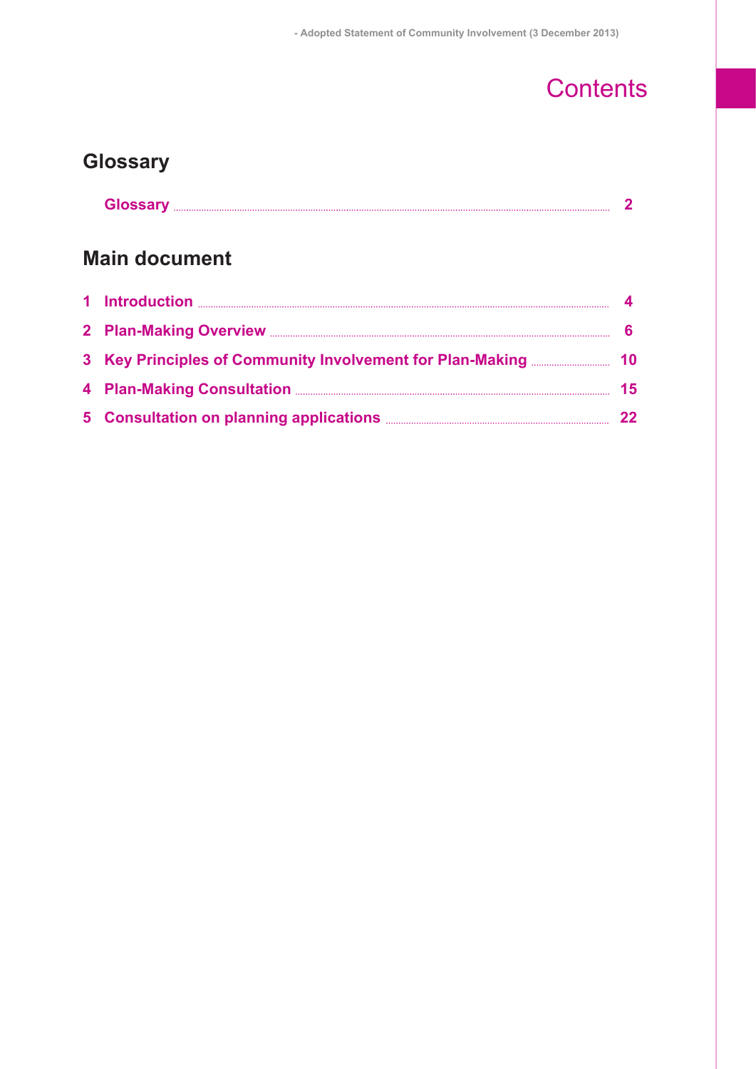# Contents

## Glossary

Glossary ..... 2

## Main document

1 Introduction ..... 4

2 Plan-Making Overview ..... 6

3 Key Principles of Community Involvement for Plan-Making ..... 10

4 Plan-Making Consultation ..... 15

5 Consultation on planning applications ..... 22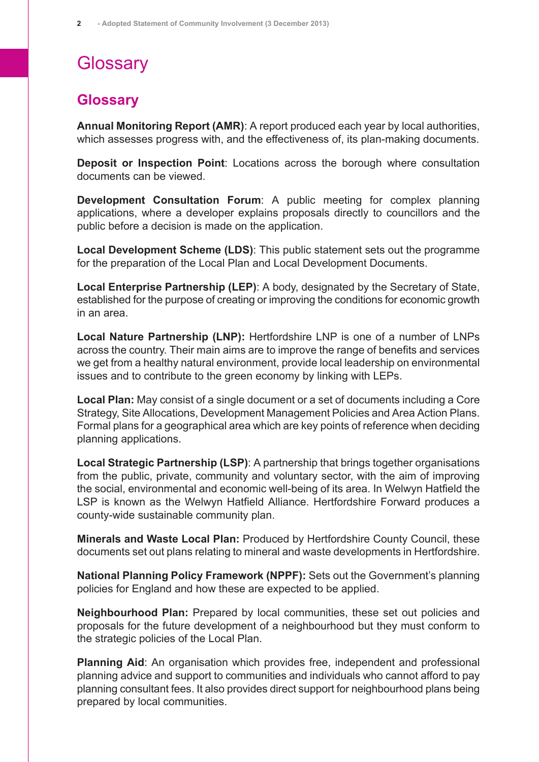# Glossary

## Glossary

**Annual Monitoring Report (AMR)**: A report produced each year by local authorities, which assesses progress with, and the effectiveness of, its plan-making documents.

**Deposit or Inspection Point**: Locations across the borough where consultation documents can be viewed.

**Development Consultation Forum**: A public meeting for complex planning applications, where a developer explains proposals directly to councillors and the public before a decision is made on the application.

**Local Development Scheme (LDS)**: This public statement sets out the programme for the preparation of the Local Plan and Local Development Documents.

**Local Enterprise Partnership (LEP)**: A body, designated by the Secretary of State, established for the purpose of creating or improving the conditions for economic growth in an area.

**Local Nature Partnership (LNP):** Hertfordshire LNP is one of a number of LNPs across the country. Their main aims are to improve the range of benefits and services we get from a healthy natural environment, provide local leadership on environmental issues and to contribute to the green economy by linking with LEPs.

**Local Plan:** May consist of a single document or a set of documents including a Core Strategy, Site Allocations, Development Management Policies and Area Action Plans. Formal plans for a geographical area which are key points of reference when deciding planning applications.

**Local Strategic Partnership (LSP)**: A partnership that brings together organisations from the public, private, community and voluntary sector, with the aim of improving the social, environmental and economic well-being of its area. In Welwyn Hatfield the LSP is known as the Welwyn Hatfield Alliance. Hertfordshire Forward produces a county-wide sustainable community plan.

**Minerals and Waste Local Plan:** Produced by Hertfordshire County Council, these documents set out plans relating to mineral and waste developments in Hertfordshire.

**National Planning Policy Framework (NPPF):** Sets out the Government's planning policies for England and how these are expected to be applied.

**Neighbourhood Plan:** Prepared by local communities, these set out policies and proposals for the future development of a neighbourhood but they must conform to the strategic policies of the Local Plan.

**Planning Aid**: An organisation which provides free, independent and professional planning advice and support to communities and individuals who cannot afford to pay planning consultant fees. It also provides direct support for neighbourhood plans being prepared by local communities.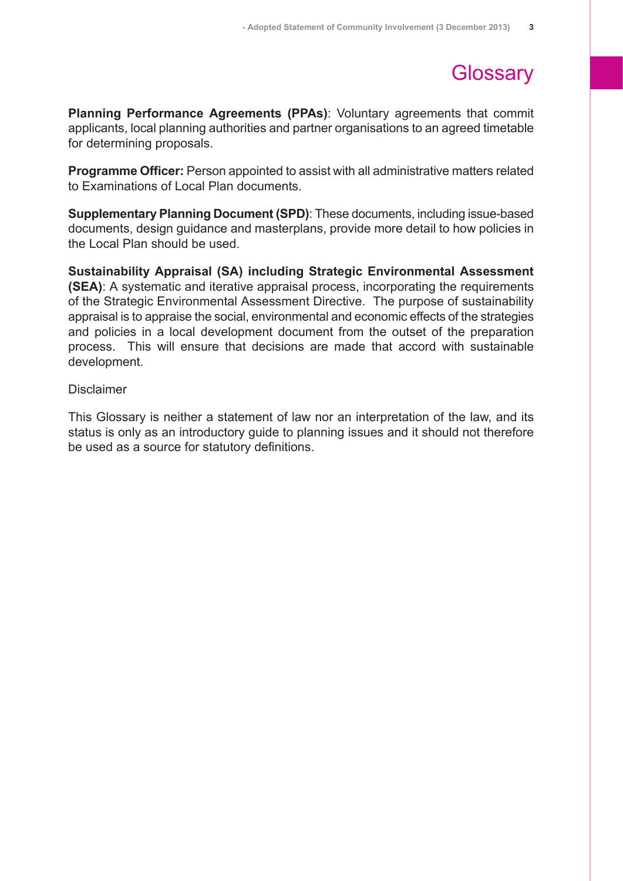# Glossary

**Planning Performance Agreements (PPAs)**: Voluntary agreements that commit applicants, local planning authorities and partner organisations to an agreed timetable for determining proposals.

**Programme Officer:** Person appointed to assist with all administrative matters related to Examinations of Local Plan documents.

**Supplementary Planning Document (SPD)**: These documents, including issue-based documents, design guidance and masterplans, provide more detail to how policies in the Local Plan should be used.

**Sustainability Appraisal (SA) including Strategic Environmental Assessment (SEA)**: A systematic and iterative appraisal process, incorporating the requirements of the Strategic Environmental Assessment Directive. The purpose of sustainability appraisal is to appraise the social, environmental and economic effects of the strategies and policies in a local development document from the outset of the preparation process. This will ensure that decisions are made that accord with sustainable development.

Disclaimer

This Glossary is neither a statement of law nor an interpretation of the law, and its status is only as an introductory guide to planning issues and it should not therefore be used as a source for statutory definitions.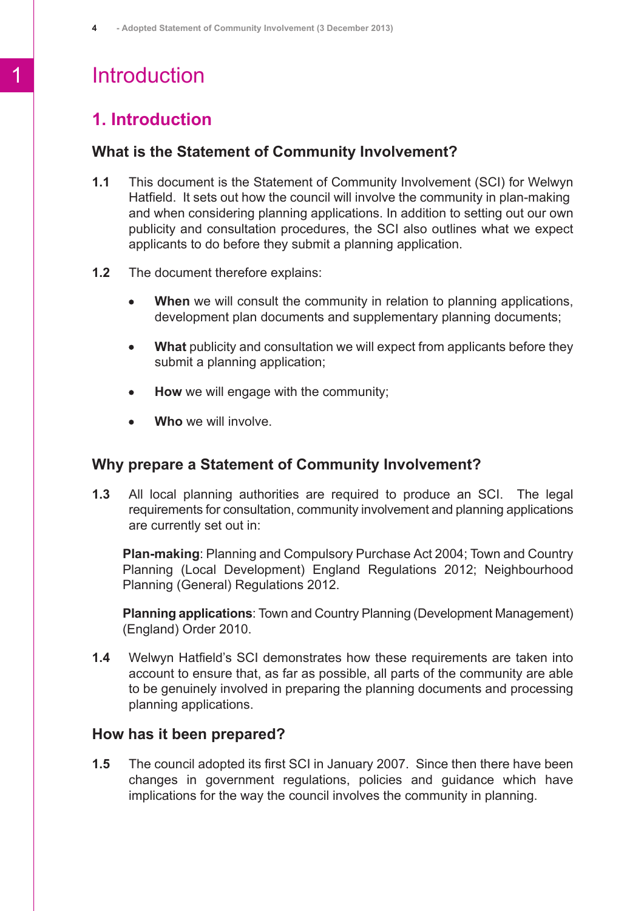# Introduction

## 1. Introduction

### What is the Statement of Community Involvement?

**1.1** This document is the Statement of Community Involvement (SCI) for Welwyn Hatfield. It sets out how the council will involve the community in plan-making and when considering planning applications. In addition to setting out our own publicity and consultation procedures, the SCI also outlines what we expect applicants to do before they submit a planning application.

**1.2** The document therefore explains:

- **When** we will consult the community in relation to planning applications, development plan documents and supplementary planning documents;
- **What** publicity and consultation we will expect from applicants before they submit a planning application;
- **How** we will engage with the community;
- **Who** we will involve.

### Why prepare a Statement of Community Involvement?

**1.3** All local planning authorities are required to produce an SCI. The legal requirements for consultation, community involvement and planning applications are currently set out in:

**Plan-making**: Planning and Compulsory Purchase Act 2004; Town and Country Planning (Local Development) England Regulations 2012; Neighbourhood Planning (General) Regulations 2012.

**Planning applications**: Town and Country Planning (Development Management) (England) Order 2010.

**1.4** Welwyn Hatfield's SCI demonstrates how these requirements are taken into account to ensure that, as far as possible, all parts of the community are able to be genuinely involved in preparing the planning documents and processing planning applications.

### How has it been prepared?

**1.5** The council adopted its first SCI in January 2007. Since then there have been changes in government regulations, policies and guidance which have implications for the way the council involves the community in planning.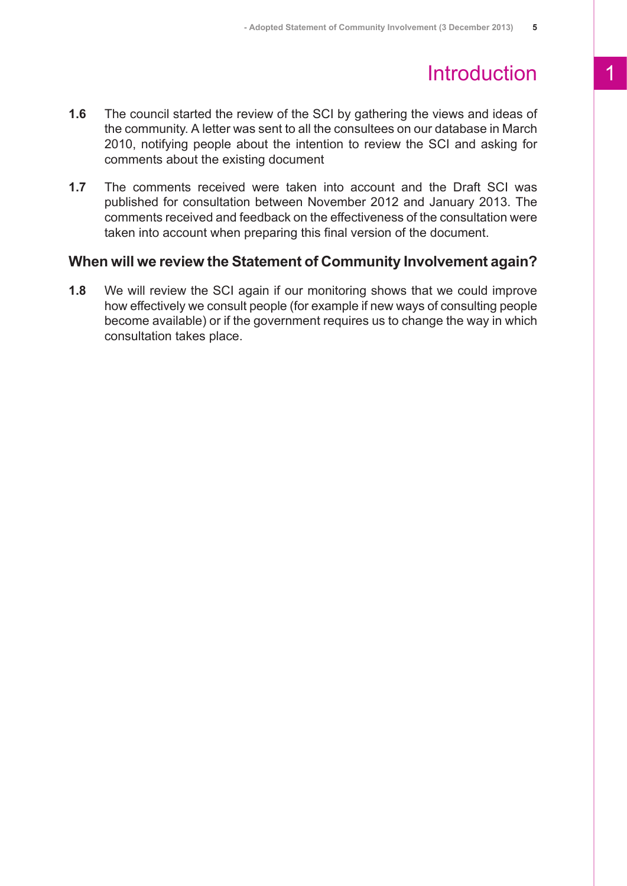# Introduction

**1.6** The council started the review of the SCI by gathering the views and ideas of the community. A letter was sent to all the consultees on our database in March 2010, notifying people about the intention to review the SCI and asking for comments about the existing document

**1.7** The comments received were taken into account and the Draft SCI was published for consultation between November 2012 and January 2013. The comments received and feedback on the effectiveness of the consultation were taken into account when preparing this final version of the document.

## When will we review the Statement of Community Involvement again?

**1.8** We will review the SCI again if our monitoring shows that we could improve how effectively we consult people (for example if new ways of consulting people become available) or if the government requires us to change the way in which consultation takes place.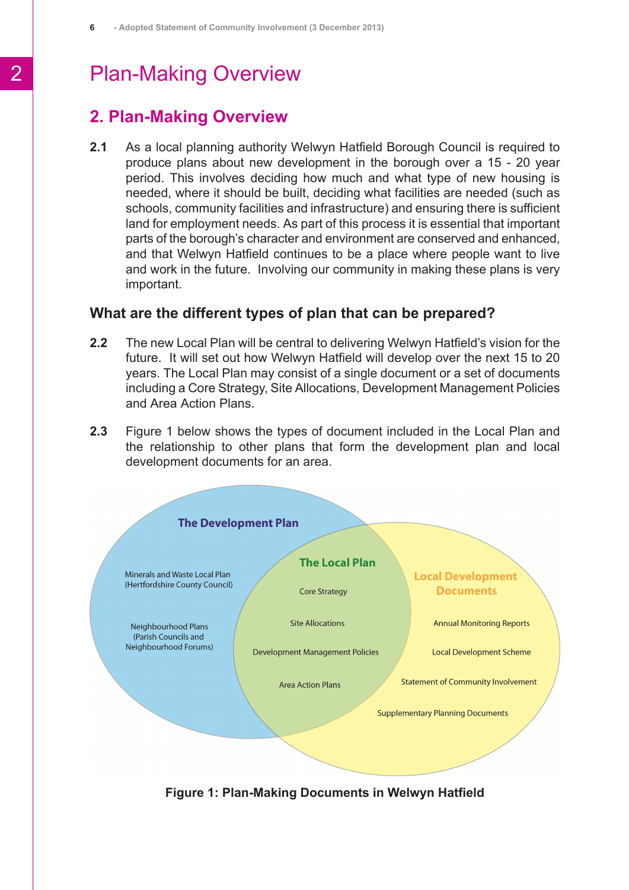# Plan-Making Overview

## 2. Plan-Making Overview

**2.1** As a local planning authority Welwyn Hatfield Borough Council is required to produce plans about new development in the borough over a 15 - 20 year period. This involves deciding how much and what type of new housing is needed, where it should be built, deciding what facilities are needed (such as schools, community facilities and infrastructure) and ensuring there is sufficient land for employment needs. As part of this process it is essential that important parts of the borough's character and environment are conserved and enhanced, and that Welwyn Hatfield continues to be a place where people want to live and work in the future. Involving our community in making these plans is very important.

### What are the different types of plan that can be prepared?

**2.2** The new Local Plan will be central to delivering Welwyn Hatfield's vision for the future. It will set out how Welwyn Hatfield will develop over the next 15 to 20 years. The Local Plan may consist of a single document or a set of documents including a Core Strategy, Site Allocations, Development Management Policies and Area Action Plans.

**2.3** Figure 1 below shows the types of document included in the Local Plan and the relationship to other plans that form the development plan and local development documents for an area.

The Development Plan

Minerals and Waste Local Plan (Hertfordshire County Council)

Neighbourhood Plans (Parish Councils and Neighbourhood Forums)

The Local Plan

Core Strategy

Site Allocations

Development Management Policies

Area Action Plans

Local Development Documents

Annual Monitoring Reports

Local Development Scheme

Statement of Community Involvement

Supplementary Planning Documents

**Figure 1: Plan-Making Documents in Welwyn Hatfield**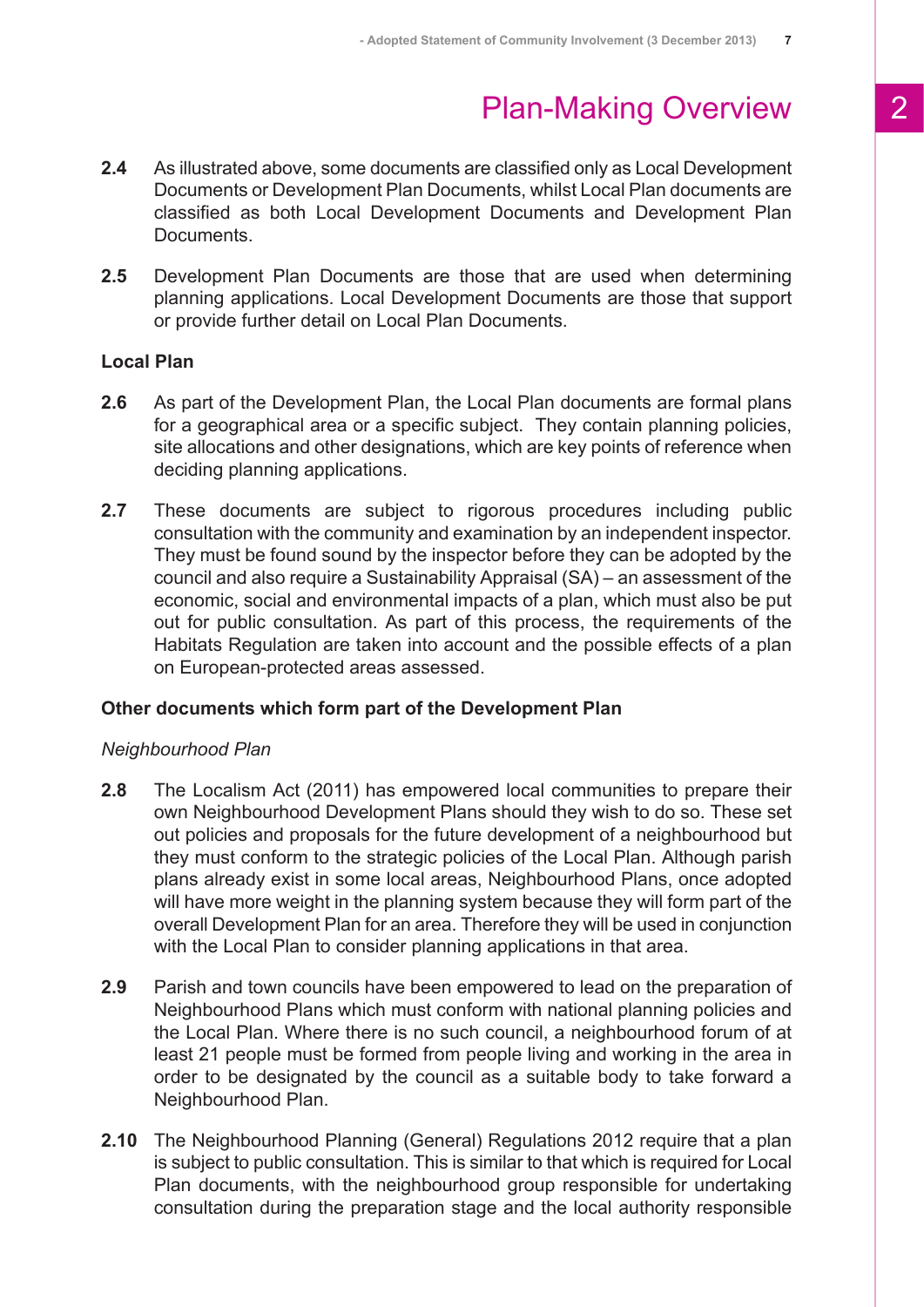# Plan-Making Overview

**2.4** As illustrated above, some documents are classified only as Local Development Documents or Development Plan Documents, whilst Local Plan documents are classified as both Local Development Documents and Development Plan Documents.

**2.5** Development Plan Documents are those that are used when determining planning applications. Local Development Documents are those that support or provide further detail on Local Plan Documents.

**Local Plan**

**2.6** As part of the Development Plan, the Local Plan documents are formal plans for a geographical area or a specific subject. They contain planning policies, site allocations and other designations, which are key points of reference when deciding planning applications.

**2.7** These documents are subject to rigorous procedures including public consultation with the community and examination by an independent inspector. They must be found sound by the inspector before they can be adopted by the council and also require a Sustainability Appraisal (SA) – an assessment of the economic, social and environmental impacts of a plan, which must also be put out for public consultation. As part of this process, the requirements of the Habitats Regulation are taken into account and the possible effects of a plan on European-protected areas assessed.

**Other documents which form part of the Development Plan**

*Neighbourhood Plan*

**2.8** The Localism Act (2011) has empowered local communities to prepare their own Neighbourhood Development Plans should they wish to do so. These set out policies and proposals for the future development of a neighbourhood but they must conform to the strategic policies of the Local Plan. Although parish plans already exist in some local areas, Neighbourhood Plans, once adopted will have more weight in the planning system because they will form part of the overall Development Plan for an area. Therefore they will be used in conjunction with the Local Plan to consider planning applications in that area.

**2.9** Parish and town councils have been empowered to lead on the preparation of Neighbourhood Plans which must conform with national planning policies and the Local Plan. Where there is no such council, a neighbourhood forum of at least 21 people must be formed from people living and working in the area in order to be designated by the council as a suitable body to take forward a Neighbourhood Plan.

**2.10** The Neighbourhood Planning (General) Regulations 2012 require that a plan is subject to public consultation. This is similar to that which is required for Local Plan documents, with the neighbourhood group responsible for undertaking consultation during the preparation stage and the local authority responsible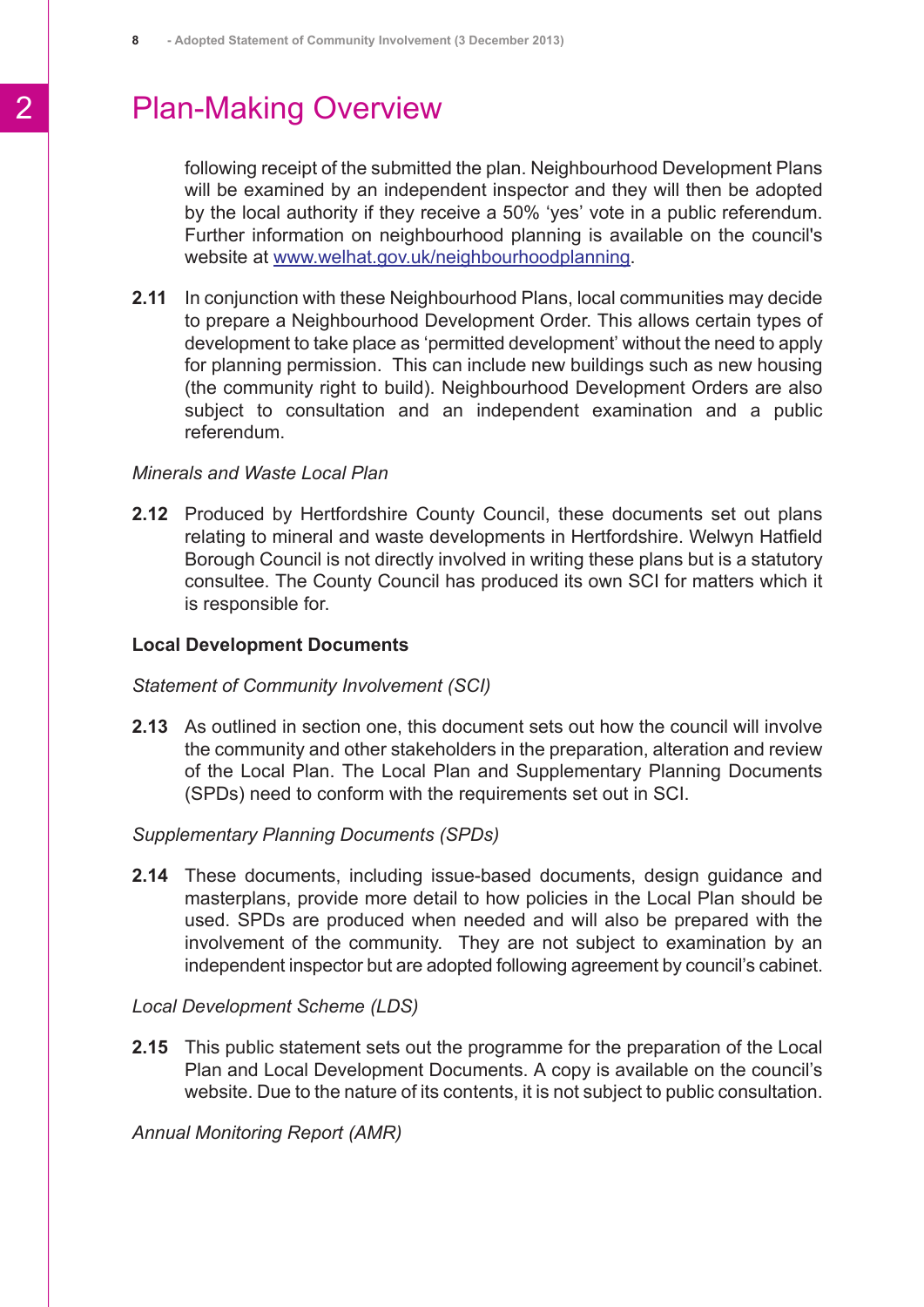# Plan-Making Overview

following receipt of the submitted the plan. Neighbourhood Development Plans will be examined by an independent inspector and they will then be adopted by the local authority if they receive a 50% 'yes' vote in a public referendum. Further information on neighbourhood planning is available on the council's website at [www.welhat.gov.uk/neighbourhoodplanning](http://www.welhat.gov.uk/neighbourhoodplanning).

**2.11** In conjunction with these Neighbourhood Plans, local communities may decide to prepare a Neighbourhood Development Order. This allows certain types of development to take place as 'permitted development' without the need to apply for planning permission. This can include new buildings such as new housing (the community right to build). Neighbourhood Development Orders are also subject to consultation and an independent examination and a public referendum.

*Minerals and Waste Local Plan*

**2.12** Produced by Hertfordshire County Council, these documents set out plans relating to mineral and waste developments in Hertfordshire. Welwyn Hatfield Borough Council is not directly involved in writing these plans but is a statutory consultee. The County Council has produced its own SCI for matters which it is responsible for.

**Local Development Documents**

*Statement of Community Involvement (SCI)*

**2.13** As outlined in section one, this document sets out how the council will involve the community and other stakeholders in the preparation, alteration and review of the Local Plan. The Local Plan and Supplementary Planning Documents (SPDs) need to conform with the requirements set out in SCI.

*Supplementary Planning Documents (SPDs)*

**2.14** These documents, including issue-based documents, design guidance and masterplans, provide more detail to how policies in the Local Plan should be used. SPDs are produced when needed and will also be prepared with the involvement of the community. They are not subject to examination by an independent inspector but are adopted following agreement by council's cabinet.

*Local Development Scheme (LDS)*

**2.15** This public statement sets out the programme for the preparation of the Local Plan and Local Development Documents. A copy is available on the council's website. Due to the nature of its contents, it is not subject to public consultation.

*Annual Monitoring Report (AMR)*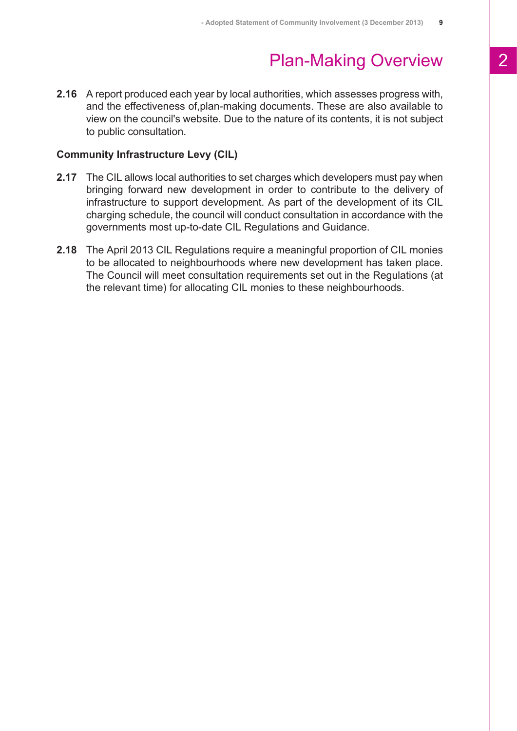# Plan-Making Overview

**2.16** A report produced each year by local authorities, which assesses progress with, and the effectiveness of,plan-making documents. These are also available to view on the council's website. Due to the nature of its contents, it is not subject to public consultation.

**Community Infrastructure Levy (CIL)**

**2.17** The CIL allows local authorities to set charges which developers must pay when bringing forward new development in order to contribute to the delivery of infrastructure to support development. As part of the development of its CIL charging schedule, the council will conduct consultation in accordance with the governments most up-to-date CIL Regulations and Guidance.

**2.18** The April 2013 CIL Regulations require a meaningful proportion of CIL monies to be allocated to neighbourhoods where new development has taken place. The Council will meet consultation requirements set out in the Regulations (at the relevant time) for allocating CIL monies to these neighbourhoods.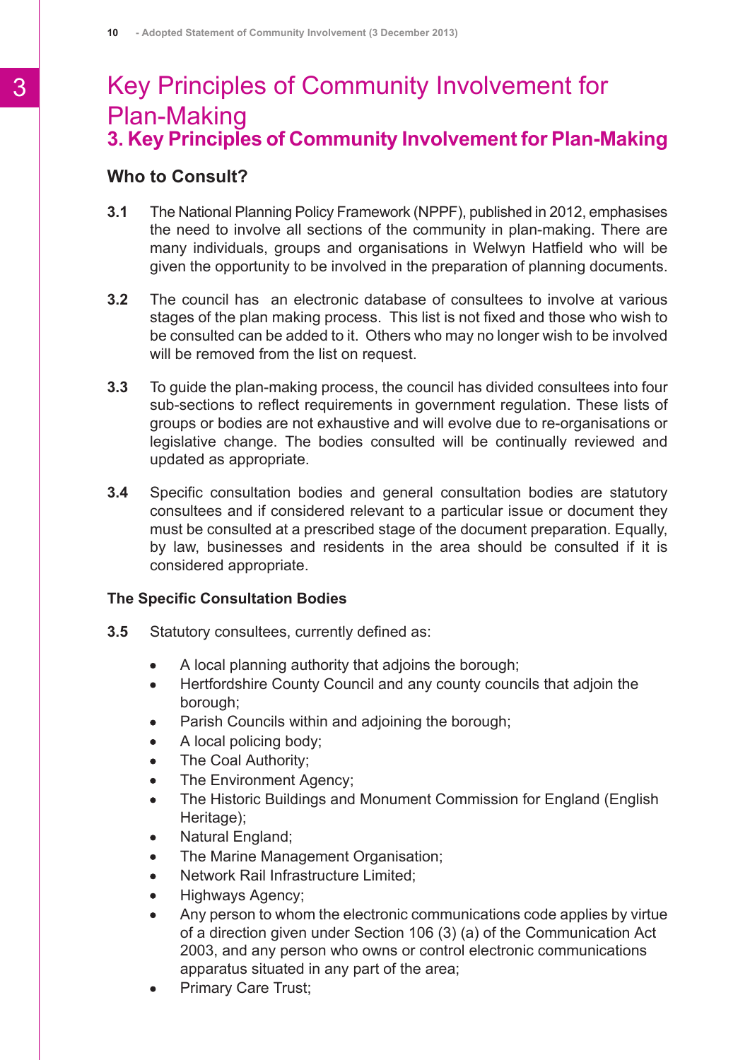# Key Principles of Community Involvement for Plan-Making

## 3. Key Principles of Community Involvement for Plan-Making

### Who to Consult?

**3.1** The National Planning Policy Framework (NPPF), published in 2012, emphasises the need to involve all sections of the community in plan-making. There are many individuals, groups and organisations in Welwyn Hatfield who will be given the opportunity to be involved in the preparation of planning documents.

**3.2** The council has an electronic database of consultees to involve at various stages of the plan making process. This list is not fixed and those who wish to be consulted can be added to it. Others who may no longer wish to be involved will be removed from the list on request.

**3.3** To guide the plan-making process, the council has divided consultees into four sub-sections to reflect requirements in government regulation. These lists of groups or bodies are not exhaustive and will evolve due to re-organisations or legislative change. The bodies consulted will be continually reviewed and updated as appropriate.

**3.4** Specific consultation bodies and general consultation bodies are statutory consultees and if considered relevant to a particular issue or document they must be consulted at a prescribed stage of the document preparation. Equally, by law, businesses and residents in the area should be consulted if it is considered appropriate.

#### The Specific Consultation Bodies

**3.5** Statutory consultees, currently defined as:

- A local planning authority that adjoins the borough;
- Hertfordshire County Council and any county councils that adjoin the borough;
- Parish Councils within and adjoining the borough;
- A local policing body;
- The Coal Authority;
- The Environment Agency;
- The Historic Buildings and Monument Commission for England (English Heritage);
- Natural England;
- The Marine Management Organisation;
- Network Rail Infrastructure Limited;
- Highways Agency;
- Any person to whom the electronic communications code applies by virtue of a direction given under Section 106 (3) (a) of the Communication Act 2003, and any person who owns or control electronic communications apparatus situated in any part of the area;
- Primary Care Trust;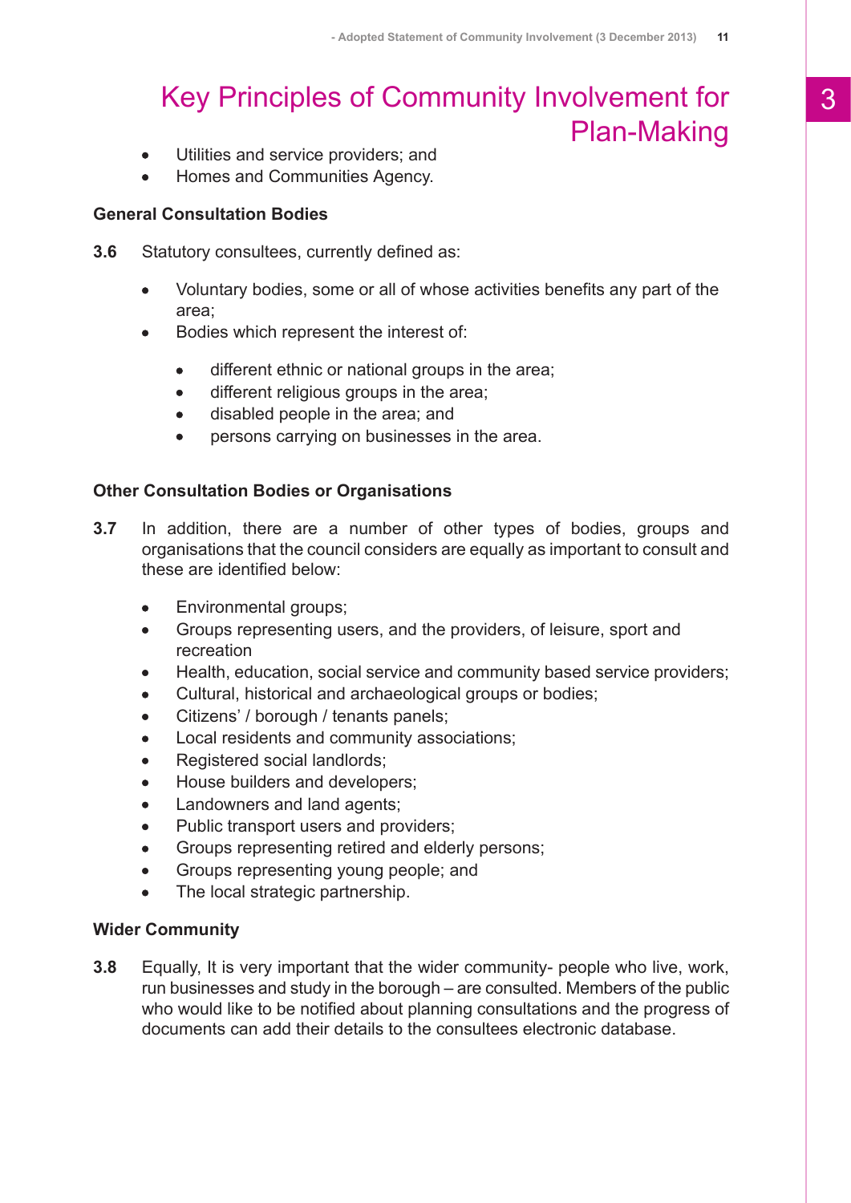# Key Principles of Community Involvement for Plan-Making

- Utilities and service providers; and
- Homes and Communities Agency.

**General Consultation Bodies**

**3.6** Statutory consultees, currently defined as:

- Voluntary bodies, some or all of whose activities benefits any part of the area;
- Bodies which represent the interest of:
  - different ethnic or national groups in the area;
  - different religious groups in the area;
  - disabled people in the area; and
  - persons carrying on businesses in the area.

**Other Consultation Bodies or Organisations**

**3.7** In addition, there are a number of other types of bodies, groups and organisations that the council considers are equally as important to consult and these are identified below:

- Environmental groups;
- Groups representing users, and the providers, of leisure, sport and recreation
- Health, education, social service and community based service providers;
- Cultural, historical and archaeological groups or bodies;
- Citizens' / borough / tenants panels;
- Local residents and community associations;
- Registered social landlords;
- House builders and developers;
- Landowners and land agents;
- Public transport users and providers;
- Groups representing retired and elderly persons;
- Groups representing young people; and
- The local strategic partnership.

**Wider Community**

**3.8** Equally, It is very important that the wider community- people who live, work, run businesses and study in the borough – are consulted. Members of the public who would like to be notified about planning consultations and the progress of documents can add their details to the consultees electronic database.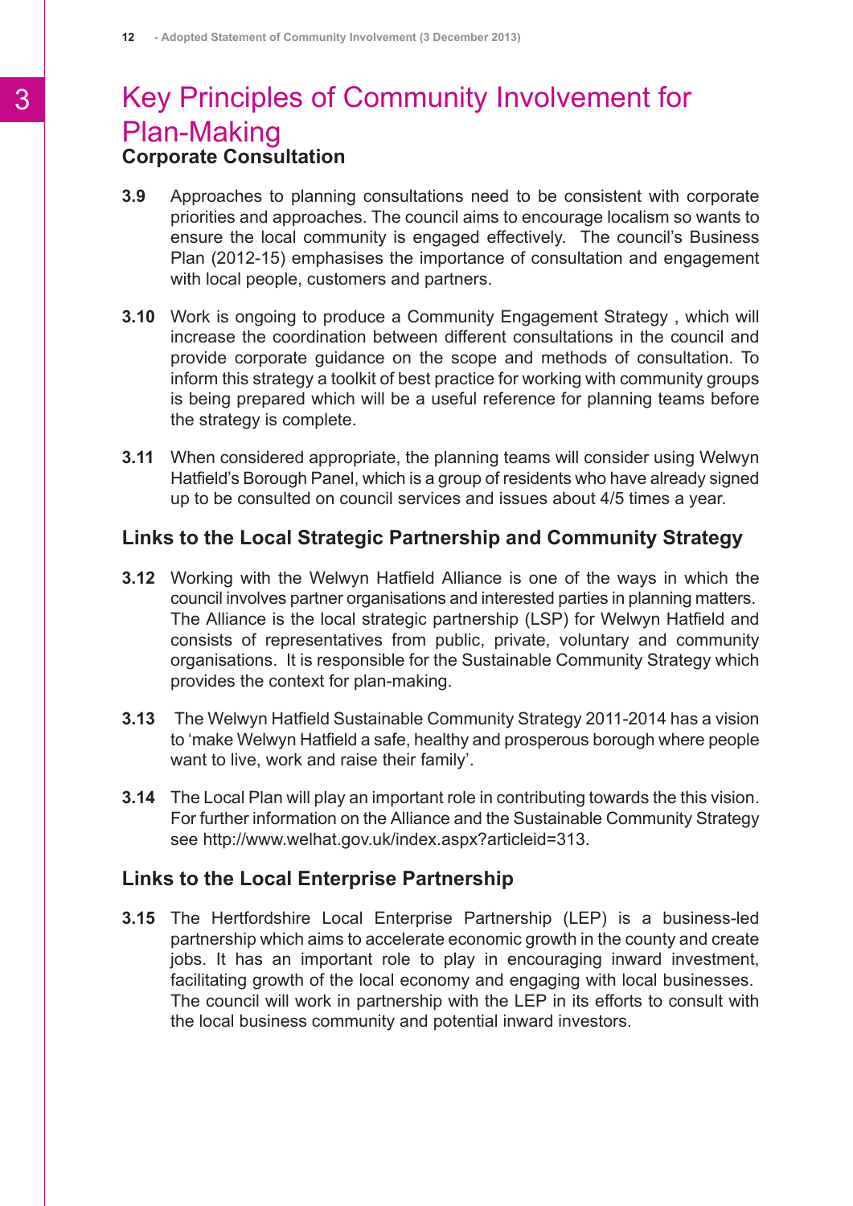# Key Principles of Community Involvement for Plan-Making

## Corporate Consultation

**3.9** Approaches to planning consultations need to be consistent with corporate priorities and approaches. The council aims to encourage localism so wants to ensure the local community is engaged effectively. The council's Business Plan (2012-15) emphasises the importance of consultation and engagement with local people, customers and partners.

**3.10** Work is ongoing to produce a Community Engagement Strategy , which will increase the coordination between different consultations in the council and provide corporate guidance on the scope and methods of consultation. To inform this strategy a toolkit of best practice for working with community groups is being prepared which will be a useful reference for planning teams before the strategy is complete.

**3.11** When considered appropriate, the planning teams will consider using Welwyn Hatfield's Borough Panel, which is a group of residents who have already signed up to be consulted on council services and issues about 4/5 times a year.

## Links to the Local Strategic Partnership and Community Strategy

**3.12** Working with the Welwyn Hatfield Alliance is one of the ways in which the council involves partner organisations and interested parties in planning matters. The Alliance is the local strategic partnership (LSP) for Welwyn Hatfield and consists of representatives from public, private, voluntary and community organisations. It is responsible for the Sustainable Community Strategy which provides the context for plan-making.

**3.13** The Welwyn Hatfield Sustainable Community Strategy 2011-2014 has a vision to 'make Welwyn Hatfield a safe, healthy and prosperous borough where people want to live, work and raise their family'.

**3.14** The Local Plan will play an important role in contributing towards the this vision. For further information on the Alliance and the Sustainable Community Strategy see http://www.welhat.gov.uk/index.aspx?articleid=313.

## Links to the Local Enterprise Partnership

**3.15** The Hertfordshire Local Enterprise Partnership (LEP) is a business-led partnership which aims to accelerate economic growth in the county and create jobs. It has an important role to play in encouraging inward investment, facilitating growth of the local economy and engaging with local businesses. The council will work in partnership with the LEP in its efforts to consult with the local business community and potential inward investors.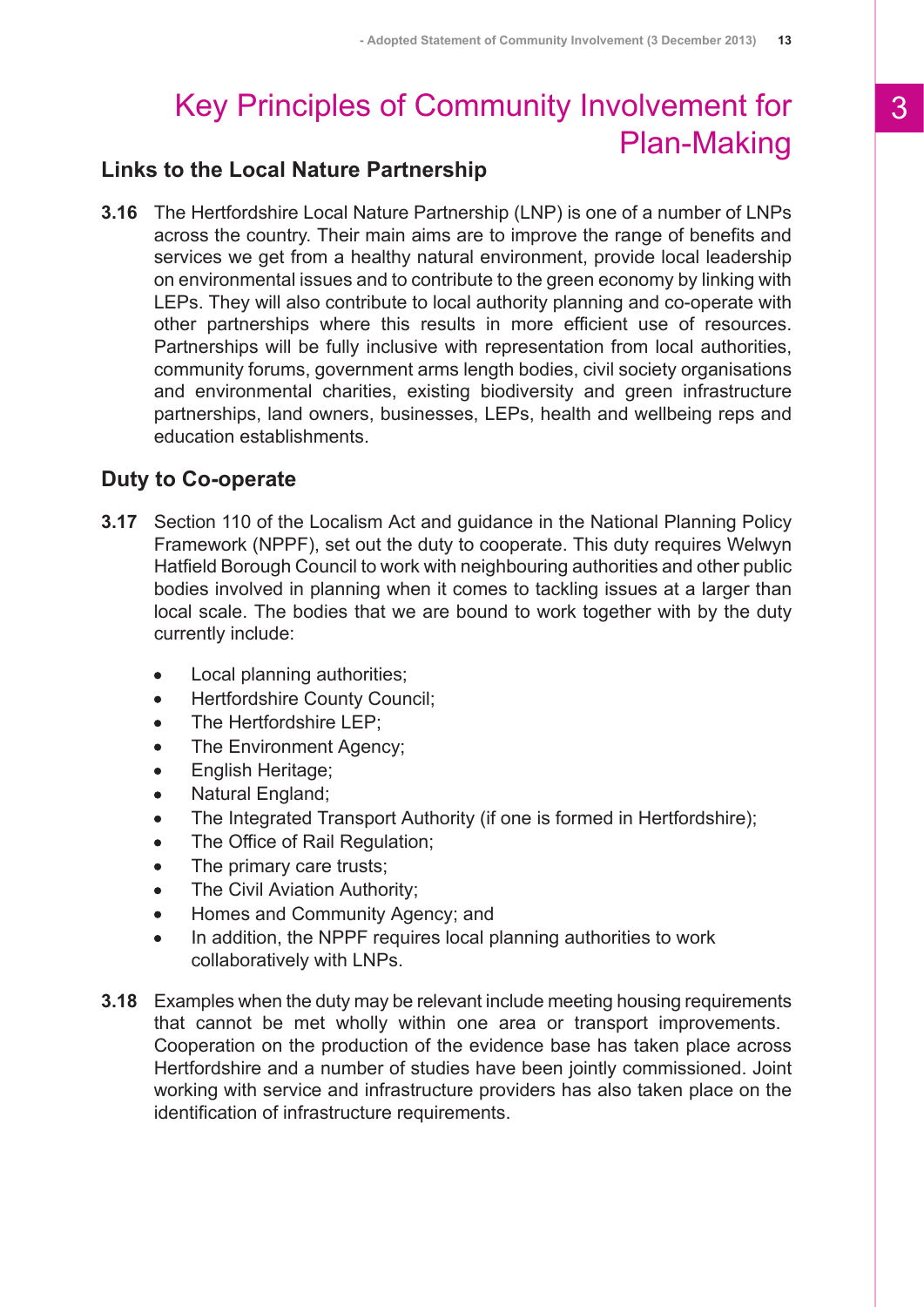# Key Principles of Community Involvement for Plan-Making

## Links to the Local Nature Partnership

**3.16** The Hertfordshire Local Nature Partnership (LNP) is one of a number of LNPs across the country. Their main aims are to improve the range of benefits and services we get from a healthy natural environment, provide local leadership on environmental issues and to contribute to the green economy by linking with LEPs. They will also contribute to local authority planning and co-operate with other partnerships where this results in more efficient use of resources. Partnerships will be fully inclusive with representation from local authorities, community forums, government arms length bodies, civil society organisations and environmental charities, existing biodiversity and green infrastructure partnerships, land owners, businesses, LEPs, health and wellbeing reps and education establishments.

## Duty to Co-operate

**3.17** Section 110 of the Localism Act and guidance in the National Planning Policy Framework (NPPF), set out the duty to cooperate. This duty requires Welwyn Hatfield Borough Council to work with neighbouring authorities and other public bodies involved in planning when it comes to tackling issues at a larger than local scale. The bodies that we are bound to work together with by the duty currently include:

- Local planning authorities;
- Hertfordshire County Council;
- The Hertfordshire LEP;
- The Environment Agency;
- English Heritage;
- Natural England;
- The Integrated Transport Authority (if one is formed in Hertfordshire);
- The Office of Rail Regulation;
- The primary care trusts;
- The Civil Aviation Authority;
- Homes and Community Agency; and
- In addition, the NPPF requires local planning authorities to work collaboratively with LNPs.

**3.18** Examples when the duty may be relevant include meeting housing requirements that cannot be met wholly within one area or transport improvements. Cooperation on the production of the evidence base has taken place across Hertfordshire and a number of studies have been jointly commissioned. Joint working with service and infrastructure providers has also taken place on the identification of infrastructure requirements.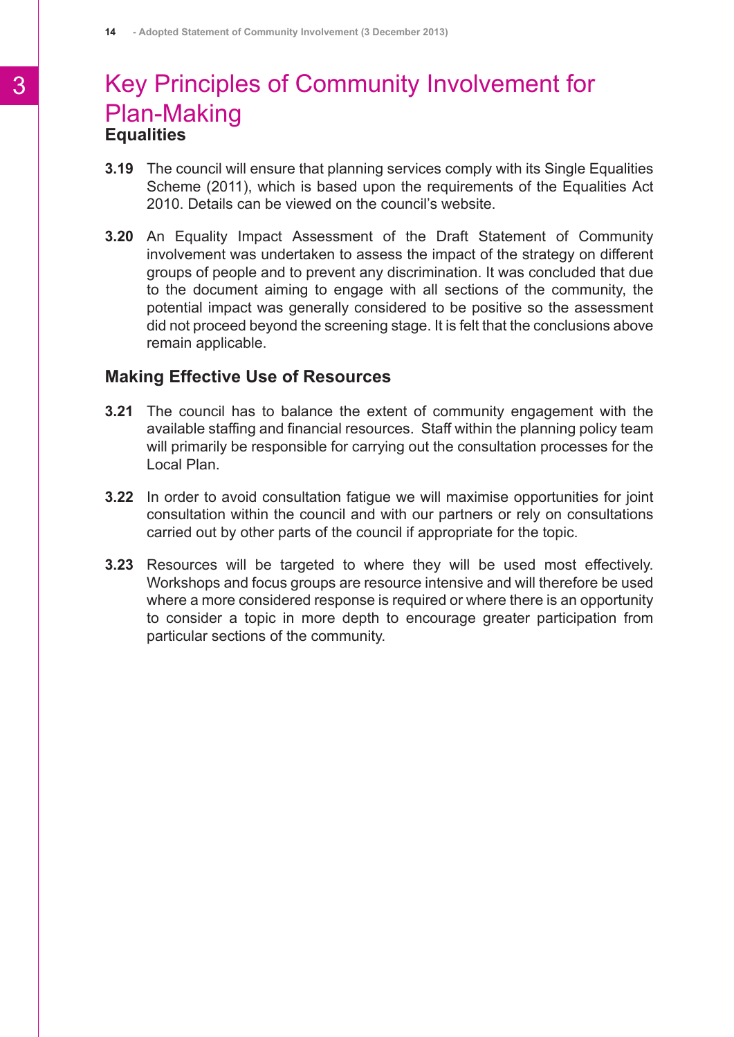# Key Principles of Community Involvement for Plan-Making

## Equalities

**3.19** The council will ensure that planning services comply with its Single Equalities Scheme (2011), which is based upon the requirements of the Equalities Act 2010. Details can be viewed on the council's website.

**3.20** An Equality Impact Assessment of the Draft Statement of Community involvement was undertaken to assess the impact of the strategy on different groups of people and to prevent any discrimination. It was concluded that due to the document aiming to engage with all sections of the community, the potential impact was generally considered to be positive so the assessment did not proceed beyond the screening stage. It is felt that the conclusions above remain applicable.

## Making Effective Use of Resources

**3.21** The council has to balance the extent of community engagement with the available staffing and financial resources. Staff within the planning policy team will primarily be responsible for carrying out the consultation processes for the Local Plan.

**3.22** In order to avoid consultation fatigue we will maximise opportunities for joint consultation within the council and with our partners or rely on consultations carried out by other parts of the council if appropriate for the topic.

**3.23** Resources will be targeted to where they will be used most effectively. Workshops and focus groups are resource intensive and will therefore be used where a more considered response is required or where there is an opportunity to consider a topic in more depth to encourage greater participation from particular sections of the community.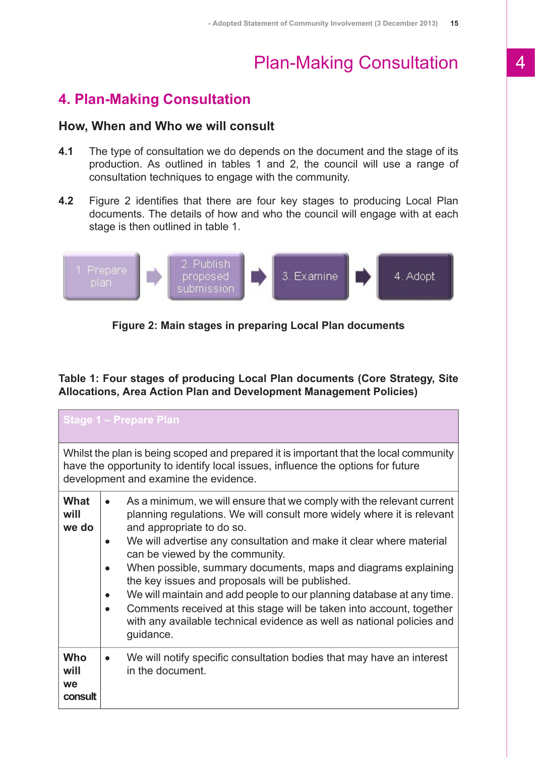# 4. Plan-Making Consultation

### How, When and Who we will consult

**4.1** The type of consultation we do depends on the document and the stage of its production. As outlined in tables 1 and 2, the council will use a range of consultation techniques to engage with the community.

**4.2** Figure 2 identifies that there are four key stages to producing Local Plan documents. The details of how and who the council will engage with at each stage is then outlined in table 1.

1. Prepare plan → 2. Publish proposed submission → 3. Examine → 4. Adopt

**Figure 2: Main stages in preparing Local Plan documents**

**Table 1: Four stages of producing Local Plan documents (Core Strategy, Site Allocations, Area Action Plan and Development Management Policies)**

| **Stage 1 – Prepare Plan** | |
|---|---|
| Whilst the plan is being scoped and prepared it is important that the local community have the opportunity to identify local issues, influence the options for future development and examine the evidence. | |
| **What will we do** | • As a minimum, we will ensure that we comply with the relevant current planning regulations. We will consult more widely where it is relevant and appropriate to do so.<br>• We will advertise any consultation and make it clear where material can be viewed by the community.<br>• When possible, summary documents, maps and diagrams explaining the key issues and proposals will be published.<br>• We will maintain and add people to our planning database at any time.<br>• Comments received at this stage will be taken into account, together with any available technical evidence as well as national policies and guidance. |
| **Who will we consult** | • We will notify specific consultation bodies that may have an interest in the document. |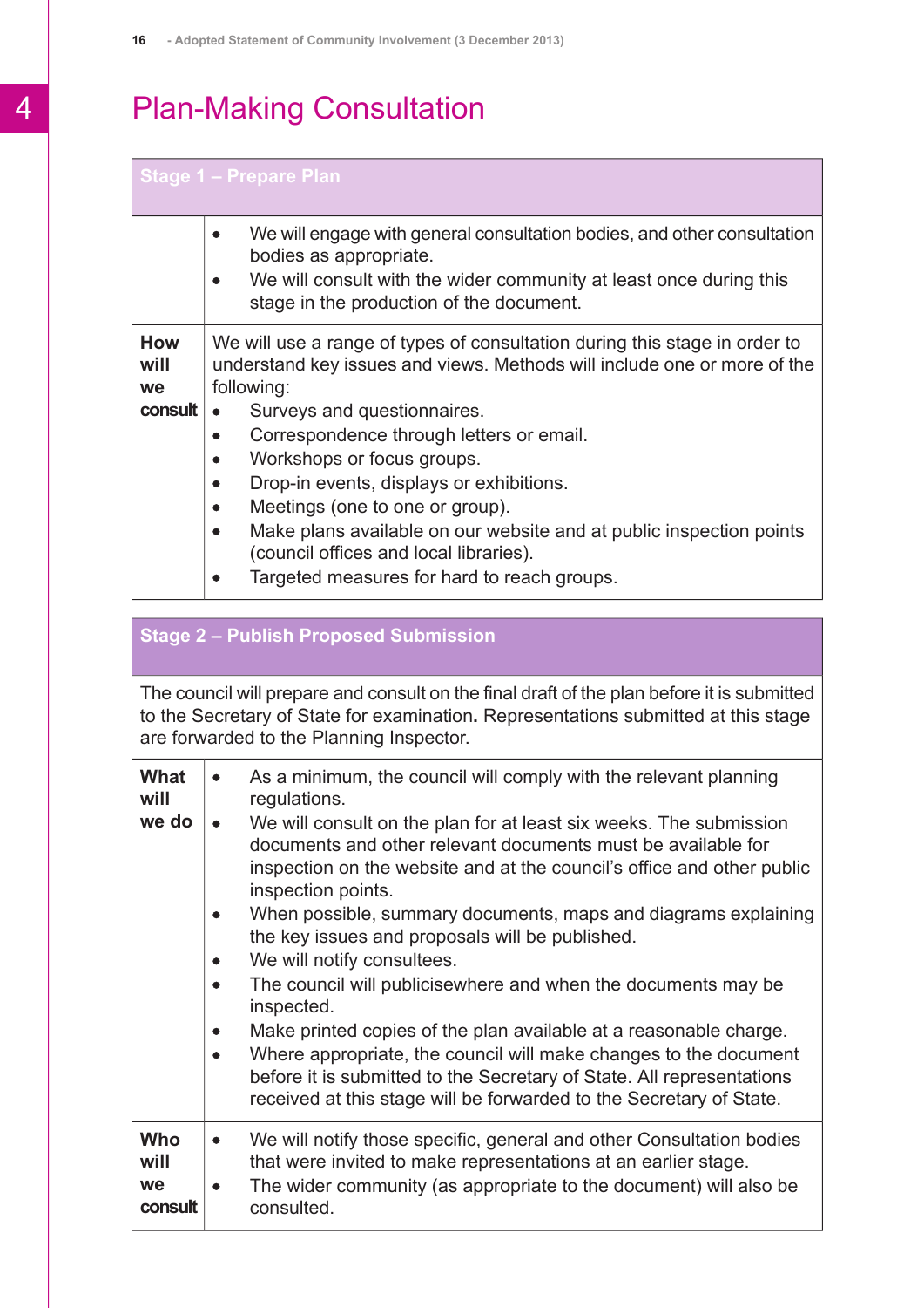# Plan-Making Consultation

| Stage 1 – Prepare Plan | |
|---|---|
| | • We will engage with general consultation bodies, and other consultation bodies as appropriate.<br>• We will consult with the wider community at least once during this stage in the production of the document. |
| **How will we consult** | We will use a range of types of consultation during this stage in order to understand key issues and views. Methods will include one or more of the following:<br>• Surveys and questionnaires.<br>• Correspondence through letters or email.<br>• Workshops or focus groups.<br>• Drop-in events, displays or exhibitions.<br>• Meetings (one to one or group).<br>• Make plans available on our website and at public inspection points (council offices and local libraries).<br>• Targeted measures for hard to reach groups. |

| Stage 2 – Publish Proposed Submission | |
|---|---|
| The council will prepare and consult on the final draft of the plan before it is submitted to the Secretary of State for examination. Representations submitted at this stage are forwarded to the Planning Inspector. | |
| **What will we do** | • As a minimum, the council will comply with the relevant planning regulations.<br>• We will consult on the plan for at least six weeks. The submission documents and other relevant documents must be available for inspection on the website and at the council's office and other public inspection points.<br>• When possible, summary documents, maps and diagrams explaining the key issues and proposals will be published.<br>• We will notify consultees.<br>• The council will publicisewhere and when the documents may be inspected.<br>• Make printed copies of the plan available at a reasonable charge.<br>• Where appropriate, the council will make changes to the document before it is submitted to the Secretary of State. All representations received at this stage will be forwarded to the Secretary of State. |
| **Who will we consult** | • We will notify those specific, general and other Consultation bodies that were invited to make representations at an earlier stage.<br>• The wider community (as appropriate to the document) will also be consulted. |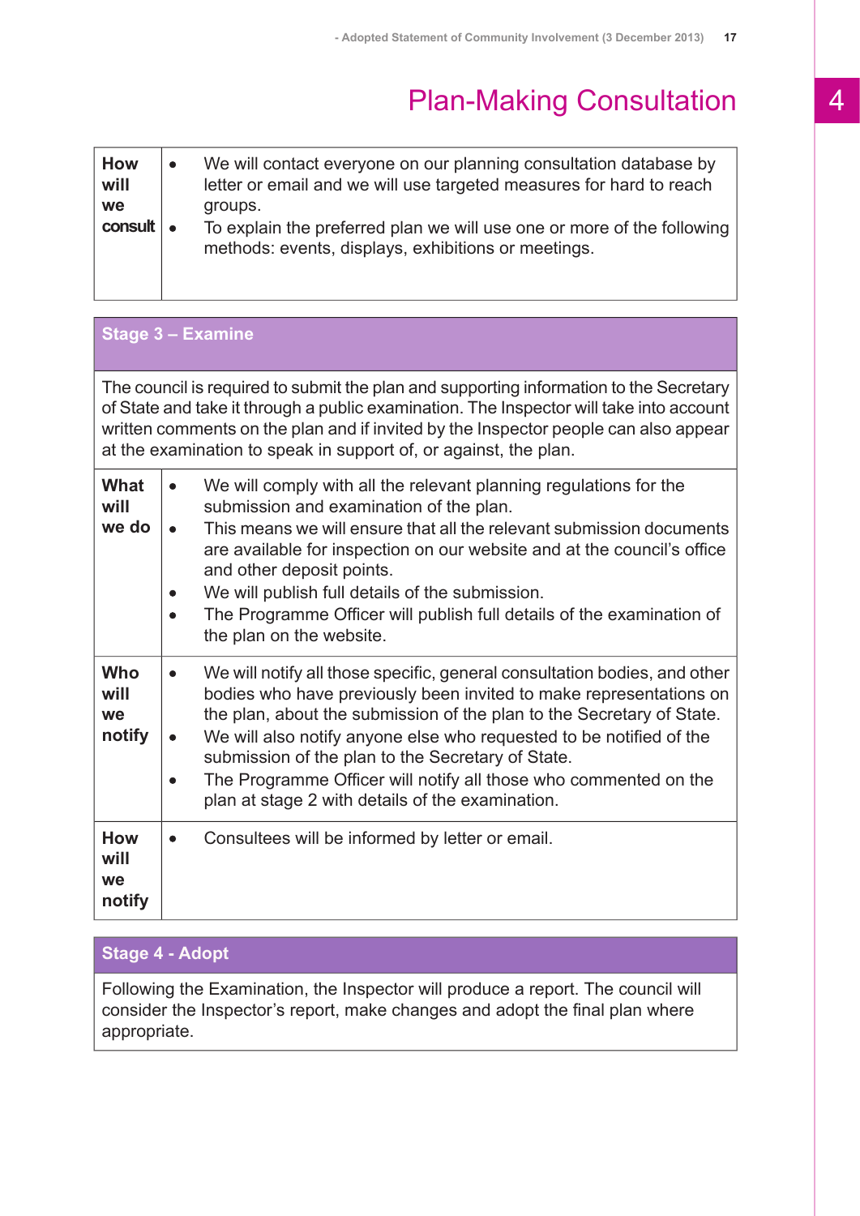# Plan-Making Consultation

| | |
|---|---|
| **How will we consult** | • We will contact everyone on our planning consultation database by letter or email and we will use targeted measures for hard to reach groups.<br>• To explain the preferred plan we will use one or more of the following methods: events, displays, exhibitions or meetings. |

| **Stage 3 – Examine** | |
|---|---|
| The council is required to submit the plan and supporting information to the Secretary of State and take it through a public examination. The Inspector will take into account written comments on the plan and if invited by the Inspector people can also appear at the examination to speak in support of, or against, the plan. | |
| **What will we do** | • We will comply with all the relevant planning regulations for the submission and examination of the plan.<br>• This means we will ensure that all the relevant submission documents are available for inspection on our website and at the council's office and other deposit points.<br>• We will publish full details of the submission.<br>• The Programme Officer will publish full details of the examination of the plan on the website. |
| **Who will we notify** | • We will notify all those specific, general consultation bodies, and other bodies who have previously been invited to make representations on the plan, about the submission of the plan to the Secretary of State.<br>• We will also notify anyone else who requested to be notified of the submission of the plan to the Secretary of State.<br>• The Programme Officer will notify all those who commented on the plan at stage 2 with details of the examination. |
| **How will we notify** | • Consultees will be informed by letter or email. |

| **Stage 4 - Adopt** |
|---|
| Following the Examination, the Inspector will produce a report. The council will consider the Inspector's report, make changes and adopt the final plan where appropriate. |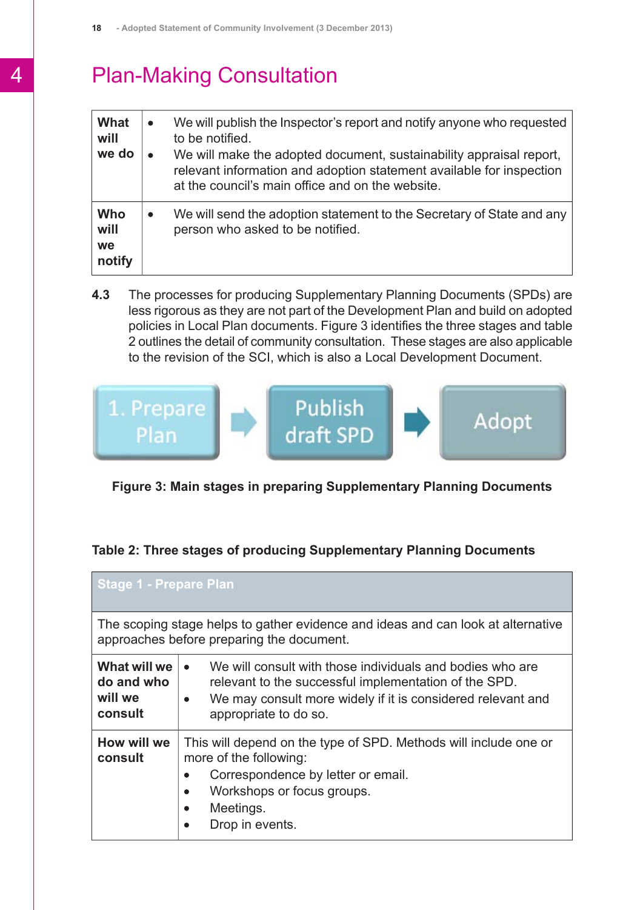# Plan-Making Consultation

| | |
|---|---|
| **What will we do** | • We will publish the Inspector's report and notify anyone who requested to be notified.<br>• We will make the adopted document, sustainability appraisal report, relevant information and adoption statement available for inspection at the council's main office and on the website. |
| **Who will we notify** | • We will send the adoption statement to the Secretary of State and any person who asked to be notified. |

**4.3** The processes for producing Supplementary Planning Documents (SPDs) are less rigorous as they are not part of the Development Plan and build on adopted policies in Local Plan documents. Figure 3 identifies the three stages and table 2 outlines the detail of community consultation. These stages are also applicable to the revision of the SCI, which is also a Local Development Document.

1. Prepare Plan → Publish draft SPD → Adopt

**Figure 3: Main stages in preparing Supplementary Planning Documents**

**Table 2: Three stages of producing Supplementary Planning Documents**

| Stage 1 - Prepare Plan | |
|---|---|
| The scoping stage helps to gather evidence and ideas and can look at alternative approaches before preparing the document. | |
| **What will we do and who will we consult** | • We will consult with those individuals and bodies who are relevant to the successful implementation of the SPD.<br>• We may consult more widely if it is considered relevant and appropriate to do so. |
| **How will we consult** | This will depend on the type of SPD. Methods will include one or more of the following:<br>• Correspondence by letter or email.<br>• Workshops or focus groups.<br>• Meetings.<br>• Drop in events. |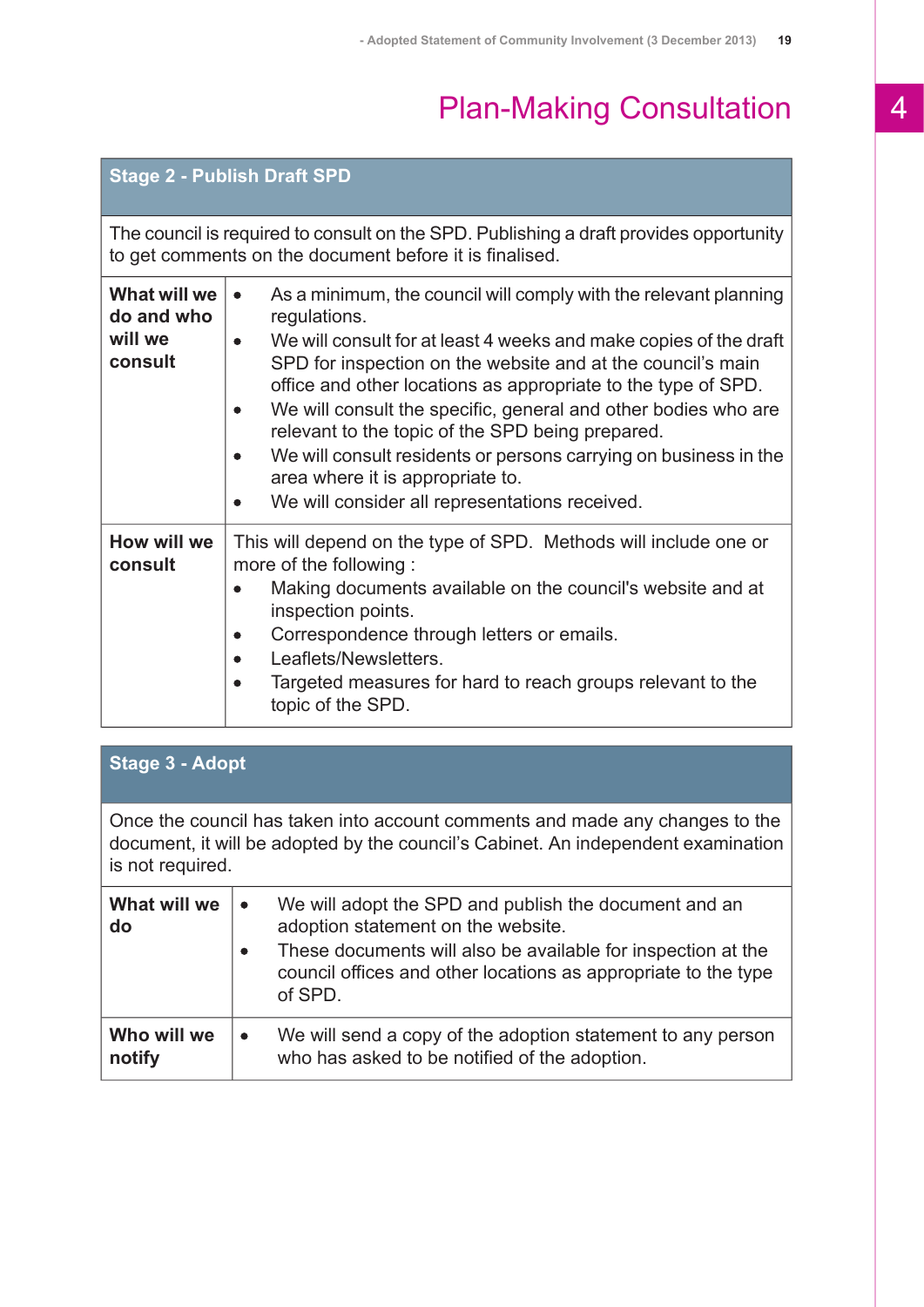# Plan-Making Consultation

| Stage 2 - Publish Draft SPD | |
|---|---|
| The council is required to consult on the SPD. Publishing a draft provides opportunity to get comments on the document before it is finalised. | |
| **What will we do and who will we consult** | • As a minimum, the council will comply with the relevant planning regulations.<br>• We will consult for at least 4 weeks and make copies of the draft SPD for inspection on the website and at the council's main office and other locations as appropriate to the type of SPD.<br>• We will consult the specific, general and other bodies who are relevant to the topic of the SPD being prepared.<br>• We will consult residents or persons carrying on business in the area where it is appropriate to.<br>• We will consider all representations received. |
| **How will we consult** | This will depend on the type of SPD. Methods will include one or more of the following :<br>• Making documents available on the council's website and at inspection points.<br>• Correspondence through letters or emails.<br>• Leaflets/Newsletters.<br>• Targeted measures for hard to reach groups relevant to the topic of the SPD. |

| Stage 3 - Adopt | |
|---|---|
| Once the council has taken into account comments and made any changes to the document, it will be adopted by the council's Cabinet. An independent examination is not required. | |
| **What will we do** | • We will adopt the SPD and publish the document and an adoption statement on the website.<br>• These documents will also be available for inspection at the council offices and other locations as appropriate to the type of SPD. |
| **Who will we notify** | • We will send a copy of the adoption statement to any person who has asked to be notified of the adoption. |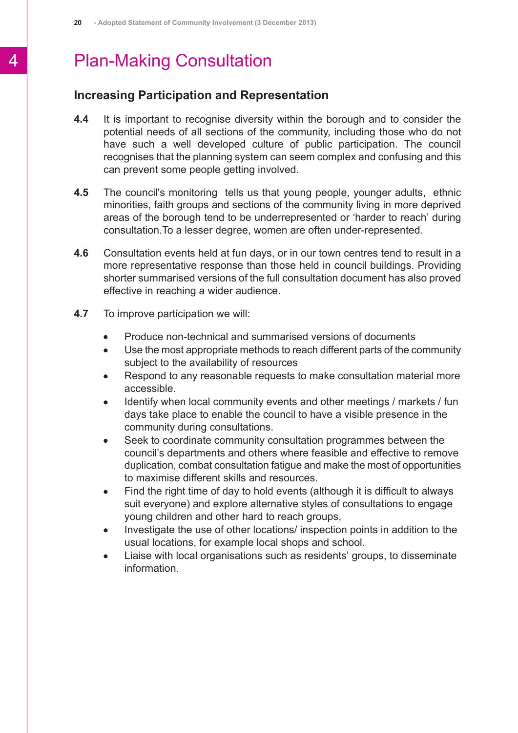# Plan-Making Consultation

## Increasing Participation and Representation

**4.4** It is important to recognise diversity within the borough and to consider the potential needs of all sections of the community, including those who do not have such a well developed culture of public participation. The council recognises that the planning system can seem complex and confusing and this can prevent some people getting involved.

**4.5** The council's monitoring tells us that young people, younger adults, ethnic minorities, faith groups and sections of the community living in more deprived areas of the borough tend to be underrepresented or 'harder to reach' during consultation.To a lesser degree, women are often under-represented.

**4.6** Consultation events held at fun days, or in our town centres tend to result in a more representative response than those held in council buildings. Providing shorter summarised versions of the full consultation document has also proved effective in reaching a wider audience.

**4.7** To improve participation we will:

- Produce non-technical and summarised versions of documents
- Use the most appropriate methods to reach different parts of the community subject to the availability of resources
- Respond to any reasonable requests to make consultation material more accessible.
- Identify when local community events and other meetings / markets / fun days take place to enable the council to have a visible presence in the community during consultations.
- Seek to coordinate community consultation programmes between the council's departments and others where feasible and effective to remove duplication, combat consultation fatigue and make the most of opportunities to maximise different skills and resources.
- Find the right time of day to hold events (although it is difficult to always suit everyone) and explore alternative styles of consultations to engage young children and other hard to reach groups,
- Investigate the use of other locations/ inspection points in addition to the usual locations, for example local shops and school.
- Liaise with local organisations such as residents' groups, to disseminate information.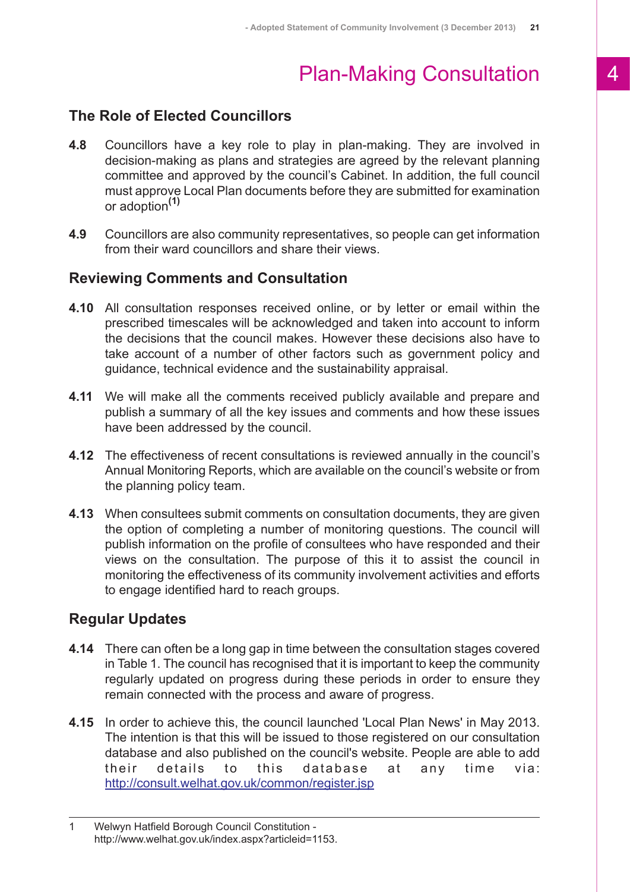# Plan-Making Consultation

## The Role of Elected Councillors

**4.8** Councillors have a key role to play in plan-making. They are involved in decision-making as plans and strategies are agreed by the relevant planning committee and approved by the council's Cabinet. In addition, the full council must approve Local Plan documents before they are submitted for examination or adoption[1]

**4.9** Councillors are also community representatives, so people can get information from their ward councillors and share their views.

## Reviewing Comments and Consultation

**4.10** All consultation responses received online, or by letter or email within the prescribed timescales will be acknowledged and taken into account to inform the decisions that the council makes. However these decisions also have to take account of a number of other factors such as government policy and guidance, technical evidence and the sustainability appraisal.

**4.11** We will make all the comments received publicly available and prepare and publish a summary of all the key issues and comments and how these issues have been addressed by the council.

**4.12** The effectiveness of recent consultations is reviewed annually in the council's Annual Monitoring Reports, which are available on the council's website or from the planning policy team.

**4.13** When consultees submit comments on consultation documents, they are given the option of completing a number of monitoring questions. The council will publish information on the profile of consultees who have responded and their views on the consultation. The purpose of this it to assist the council in monitoring the effectiveness of its community involvement activities and efforts to engage identified hard to reach groups.

## Regular Updates

**4.14** There can often be a long gap in time between the consultation stages covered in Table 1. The council has recognised that it is important to keep the community regularly updated on progress during these periods in order to ensure they remain connected with the process and aware of progress.

**4.15** In order to achieve this, the council launched 'Local Plan News' in May 2013. The intention is that this will be issued to those registered on our consultation database and also published on the council's website. People are able to add their details to this database at any time via: http://consult.welhat.gov.uk/common/register.jsp

---

1 Welwyn Hatfield Borough Council Constitution - http://www.welhat.gov.uk/index.aspx?articleid=1153.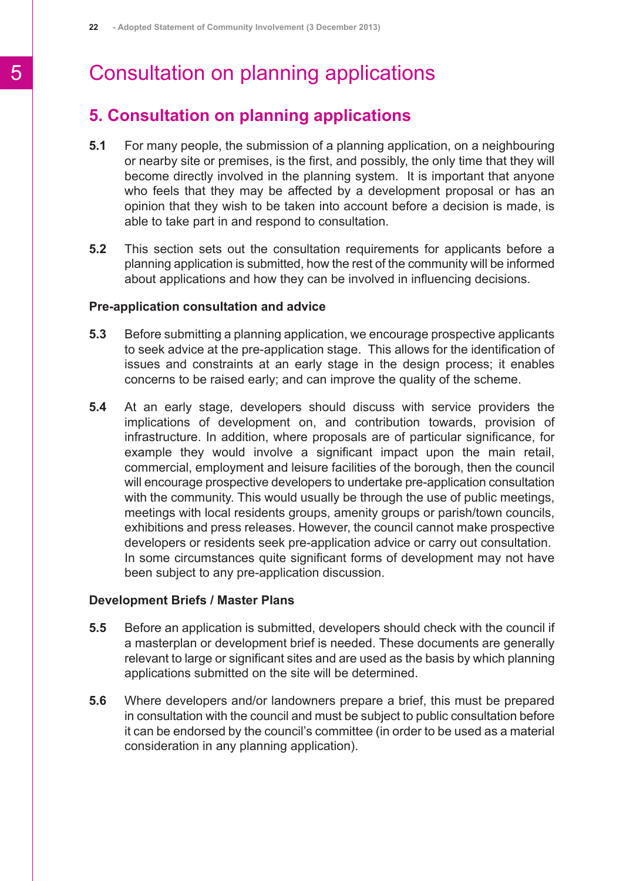# Consultation on planning applications

## 5. Consultation on planning applications

**5.1** For many people, the submission of a planning application, on a neighbouring or nearby site or premises, is the first, and possibly, the only time that they will become directly involved in the planning system. It is important that anyone who feels that they may be affected by a development proposal or has an opinion that they wish to be taken into account before a decision is made, is able to take part in and respond to consultation.

**5.2** This section sets out the consultation requirements for applicants before a planning application is submitted, how the rest of the community will be informed about applications and how they can be involved in influencing decisions.

**Pre-application consultation and advice**

**5.3** Before submitting a planning application, we encourage prospective applicants to seek advice at the pre-application stage. This allows for the identification of issues and constraints at an early stage in the design process; it enables concerns to be raised early; and can improve the quality of the scheme.

**5.4** At an early stage, developers should discuss with service providers the implications of development on, and contribution towards, provision of infrastructure. In addition, where proposals are of particular significance, for example they would involve a significant impact upon the main retail, commercial, employment and leisure facilities of the borough, then the council will encourage prospective developers to undertake pre-application consultation with the community. This would usually be through the use of public meetings, meetings with local residents groups, amenity groups or parish/town councils, exhibitions and press releases. However, the council cannot make prospective developers or residents seek pre-application advice or carry out consultation. In some circumstances quite significant forms of development may not have been subject to any pre-application discussion.

**Development Briefs / Master Plans**

**5.5** Before an application is submitted, developers should check with the council if a masterplan or development brief is needed. These documents are generally relevant to large or significant sites and are used as the basis by which planning applications submitted on the site will be determined.

**5.6** Where developers and/or landowners prepare a brief, this must be prepared in consultation with the council and must be subject to public consultation before it can be endorsed by the council's committee (in order to be used as a material consideration in any planning application).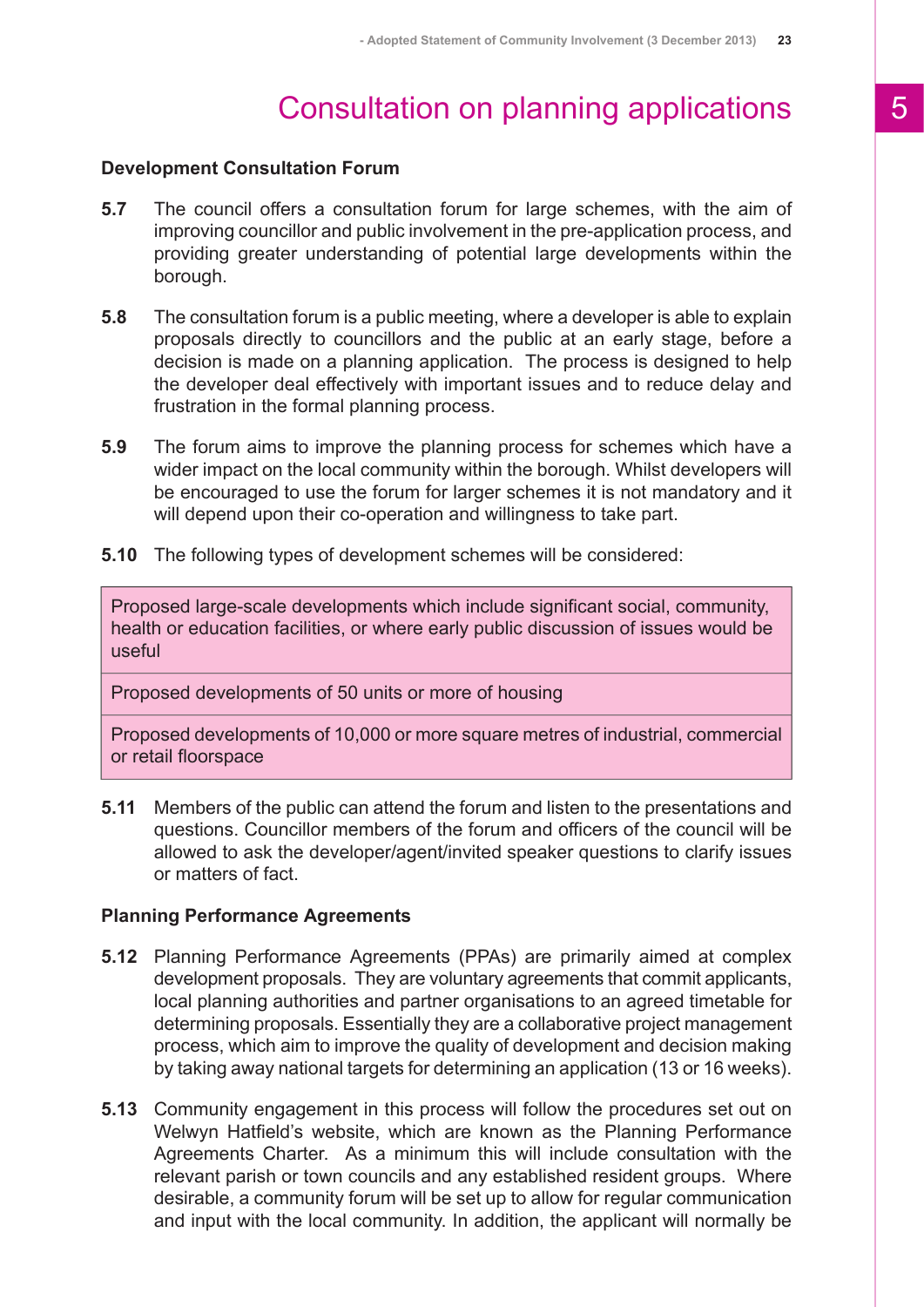# Consultation on planning applications

### Development Consultation Forum

**5.7** The council offers a consultation forum for large schemes, with the aim of improving councillor and public involvement in the pre-application process, and providing greater understanding of potential large developments within the borough.

**5.8** The consultation forum is a public meeting, where a developer is able to explain proposals directly to councillors and the public at an early stage, before a decision is made on a planning application. The process is designed to help the developer deal effectively with important issues and to reduce delay and frustration in the formal planning process.

**5.9** The forum aims to improve the planning process for schemes which have a wider impact on the local community within the borough. Whilst developers will be encouraged to use the forum for larger schemes it is not mandatory and it will depend upon their co-operation and willingness to take part.

**5.10** The following types of development schemes will be considered:

| Proposed large-scale developments which include significant social, community, health or education facilities, or where early public discussion of issues would be useful |
|---|
| Proposed developments of 50 units or more of housing |
| Proposed developments of 10,000 or more square metres of industrial, commercial or retail floorspace |

**5.11** Members of the public can attend the forum and listen to the presentations and questions. Councillor members of the forum and officers of the council will be allowed to ask the developer/agent/invited speaker questions to clarify issues or matters of fact.

### Planning Performance Agreements

**5.12** Planning Performance Agreements (PPAs) are primarily aimed at complex development proposals. They are voluntary agreements that commit applicants, local planning authorities and partner organisations to an agreed timetable for determining proposals. Essentially they are a collaborative project management process, which aim to improve the quality of development and decision making by taking away national targets for determining an application (13 or 16 weeks).

**5.13** Community engagement in this process will follow the procedures set out on Welwyn Hatfield's website, which are known as the Planning Performance Agreements Charter. As a minimum this will include consultation with the relevant parish or town councils and any established resident groups. Where desirable, a community forum will be set up to allow for regular communication and input with the local community. In addition, the applicant will normally be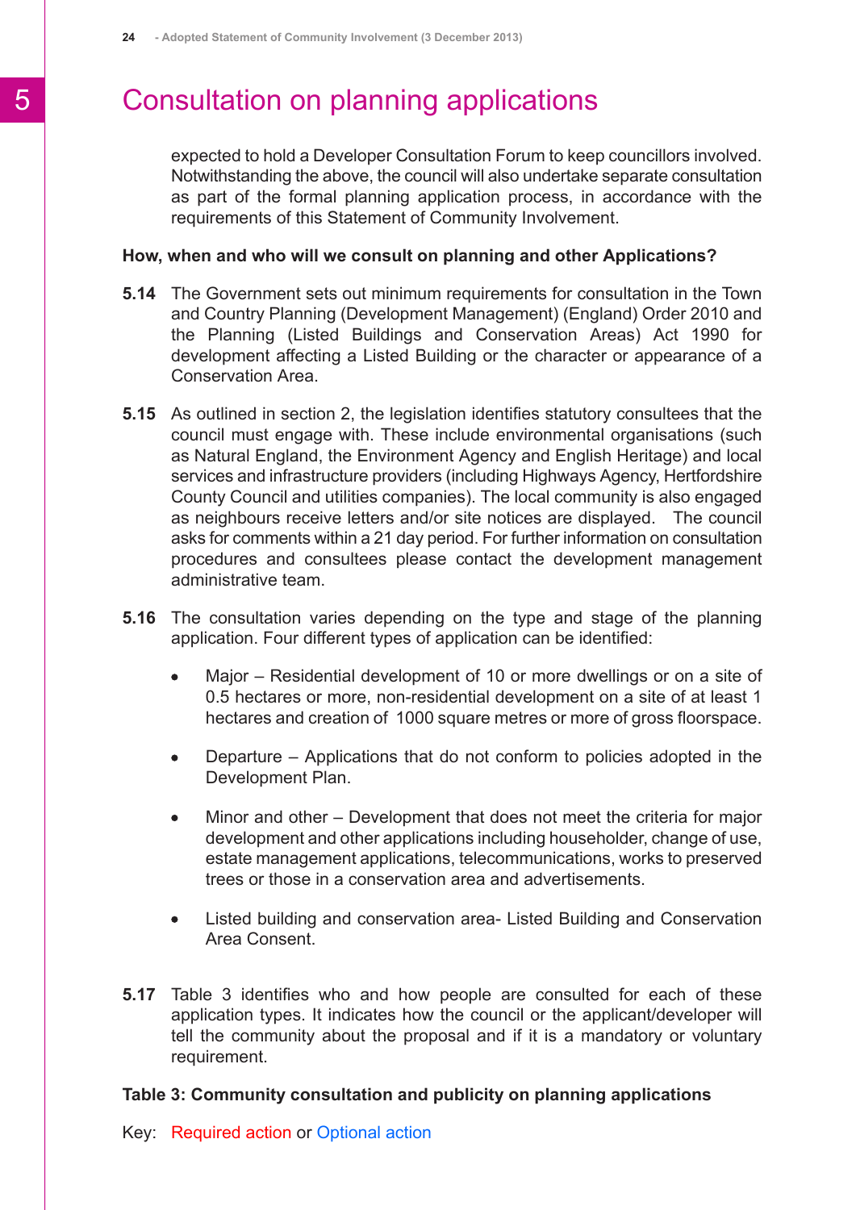# Consultation on planning applications

expected to hold a Developer Consultation Forum to keep councillors involved. Notwithstanding the above, the council will also undertake separate consultation as part of the formal planning application process, in accordance with the requirements of this Statement of Community Involvement.

**How, when and who will we consult on planning and other Applications?**

**5.14** The Government sets out minimum requirements for consultation in the Town and Country Planning (Development Management) (England) Order 2010 and the Planning (Listed Buildings and Conservation Areas) Act 1990 for development affecting a Listed Building or the character or appearance of a Conservation Area.

**5.15** As outlined in section 2, the legislation identifies statutory consultees that the council must engage with. These include environmental organisations (such as Natural England, the Environment Agency and English Heritage) and local services and infrastructure providers (including Highways Agency, Hertfordshire County Council and utilities companies). The local community is also engaged as neighbours receive letters and/or site notices are displayed. The council asks for comments within a 21 day period. For further information on consultation procedures and consultees please contact the development management administrative team.

**5.16** The consultation varies depending on the type and stage of the planning application. Four different types of application can be identified:

- Major – Residential development of 10 or more dwellings or on a site of 0.5 hectares or more, non-residential development on a site of at least 1 hectares and creation of 1000 square metres or more of gross floorspace.
- Departure – Applications that do not conform to policies adopted in the Development Plan.
- Minor and other – Development that does not meet the criteria for major development and other applications including householder, change of use, estate management applications, telecommunications, works to preserved trees or those in a conservation area and advertisements.
- Listed building and conservation area- Listed Building and Conservation Area Consent.

**5.17** Table 3 identifies who and how people are consulted for each of these application types. It indicates how the council or the applicant/developer will tell the community about the proposal and if it is a mandatory or voluntary requirement.

**Table 3: Community consultation and publicity on planning applications**

Key: Required action or Optional action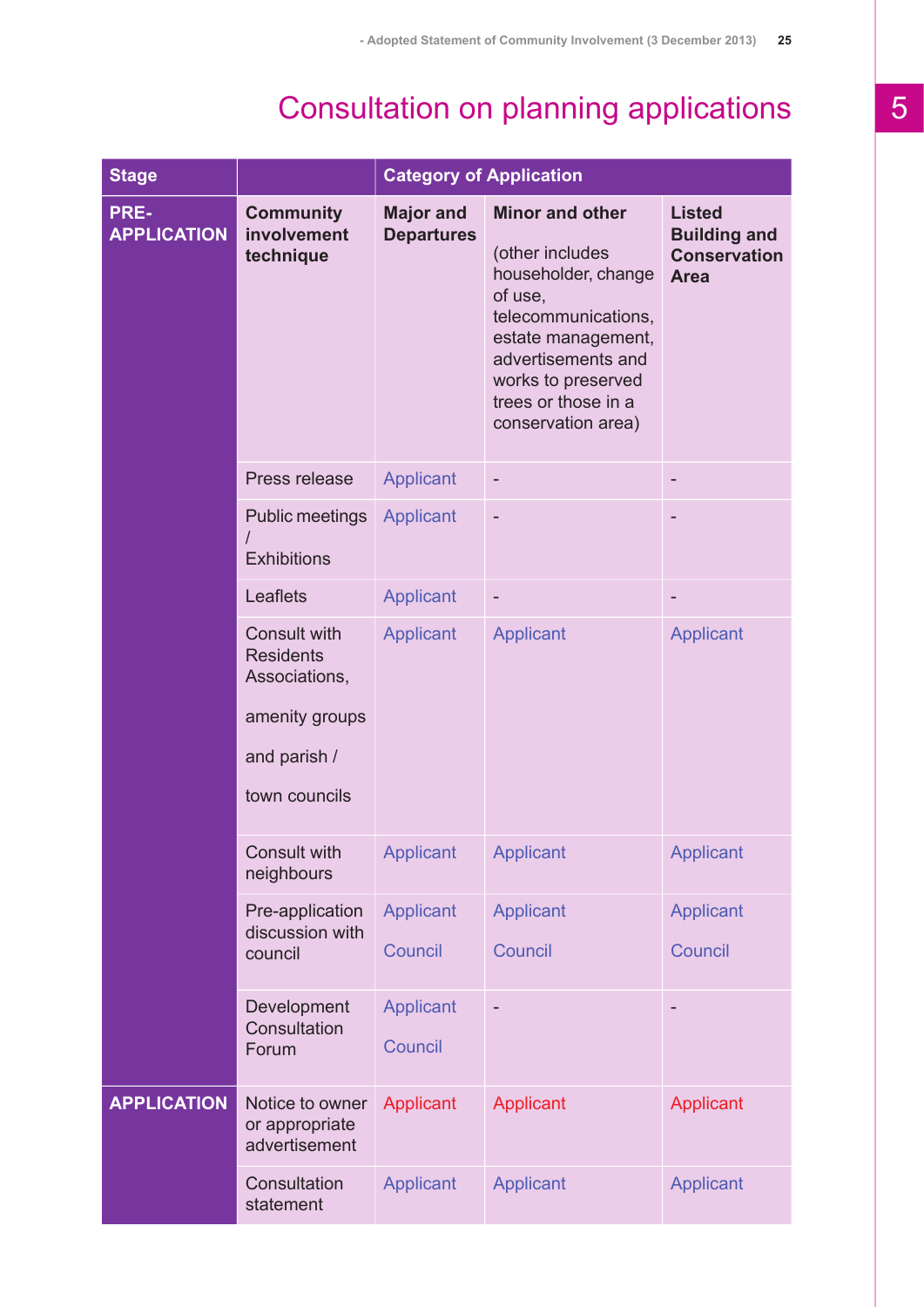# Consultation on planning applications

| Stage | | Category of Application | | |
|---|---|---|---|---|
| **PRE-APPLICATION** | **Community involvement technique** | **Major and Departures** | **Minor and other** (other includes householder, change of use, telecommunications, estate management, advertisements and works to preserved trees or those in a conservation area) | **Listed Building and Conservation Area** |
| | Press release | Applicant | - | - |
| | Public meetings / Exhibitions | Applicant | - | - |
| | Leaflets | Applicant | - | - |
| | Consult with Residents Associations, amenity groups and parish / town councils | Applicant | Applicant | Applicant |
| | Consult with neighbours | Applicant | Applicant | Applicant |
| | Pre-application discussion with council | Applicant Council | Applicant Council | Applicant Council |
| | Development Consultation Forum | Applicant Council | - | - |
| **APPLICATION** | Notice to owner or appropriate advertisement | Applicant | Applicant | Applicant |
| | Consultation statement | Applicant | Applicant | Applicant |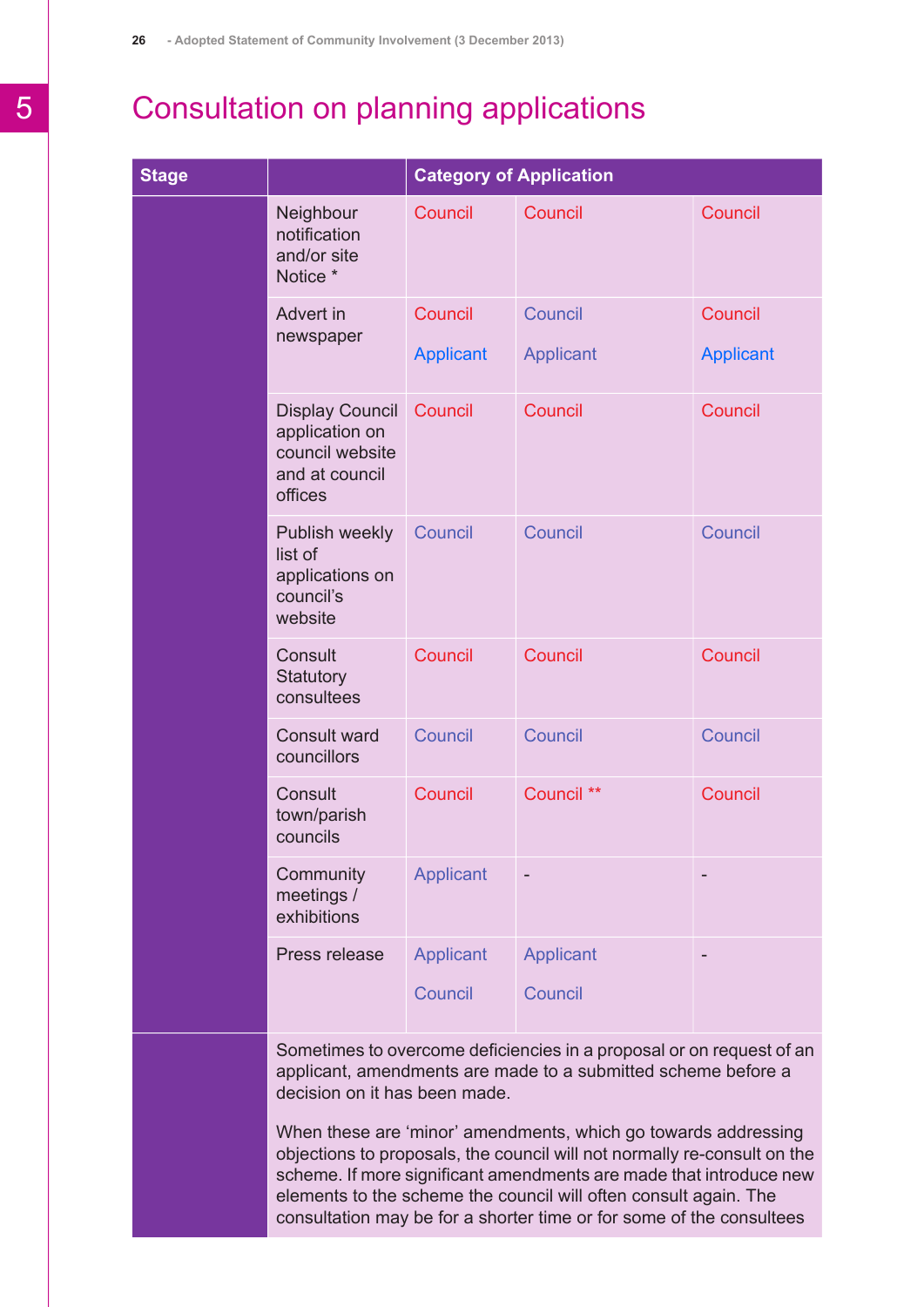# Consultation on planning applications

| Stage | | Category of Application | | |
|---|---|---|---|---|
| | Neighbour notification and/or site Notice * | Council | Council | Council |
| | Advert in newspaper | Council<br>Applicant | Council<br>Applicant | Council<br>Applicant |
| | Display Council application on council website and at council offices | Council | Council | Council |
| | Publish weekly list of applications on council's website | Council | Council | Council |
| | Consult Statutory consultees | Council | Council | Council |
| | Consult ward councillors | Council | Council | Council |
| | Consult town/parish councils | Council | Council ** | Council |
| | Community meetings / exhibitions | Applicant | - | - |
| | Press release | Applicant<br>Council | Applicant<br>Council | - |
| | Sometimes to overcome deficiencies in a proposal or on request of an applicant, amendments are made to a submitted scheme before a decision on it has been made.<br><br>When these are 'minor' amendments, which go towards addressing objections to proposals, the council will not normally re-consult on the scheme. If more significant amendments are made that introduce new elements to the scheme the council will often consult again. The consultation may be for a shorter time or for some of the consultees | | | |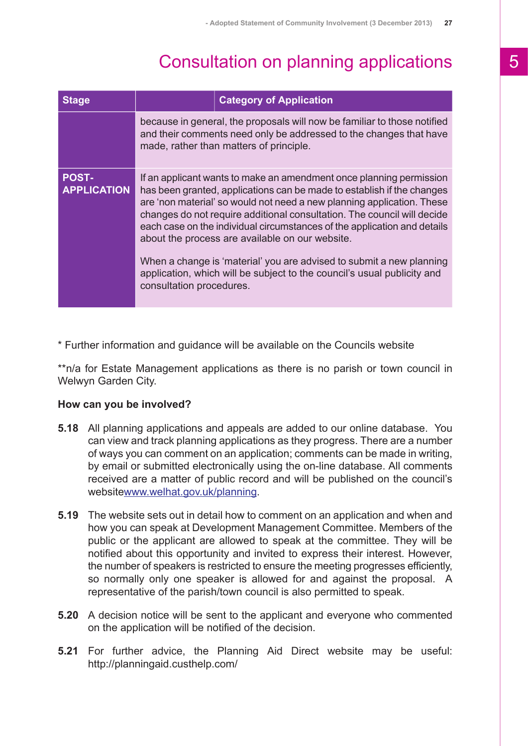# Consultation on planning applications

| Stage | | Category of Application |
|---|---|---|
| | because in general, the proposals will now be familiar to those notified and their comments need only be addressed to the changes that have made, rather than matters of principle. | |
| POST-APPLICATION | If an applicant wants to make an amendment once planning permission has been granted, applications can be made to establish if the changes are 'non material' so would not need a new planning application. These changes do not require additional consultation. The council will decide each case on the individual circumstances of the application and details about the process are available on our website.<br><br>When a change is 'material' you are advised to submit a new planning application, which will be subject to the council's usual publicity and consultation procedures. | |

* Further information and guidance will be available on the Councils website

**n/a for Estate Management applications as there is no parish or town council in Welwyn Garden City.

**How can you be involved?**

**5.18** All planning applications and appeals are added to our online database. You can view and track planning applications as they progress. There are a number of ways you can comment on an application; comments can be made in writing, by email or submitted electronically using the on-line database. All comments received are a matter of public record and will be published on the council's websitewww.welhat.gov.uk/planning.

**5.19** The website sets out in detail how to comment on an application and when and how you can speak at Development Management Committee. Members of the public or the applicant are allowed to speak at the committee. They will be notified about this opportunity and invited to express their interest. However, the number of speakers is restricted to ensure the meeting progresses efficiently, so normally only one speaker is allowed for and against the proposal. A representative of the parish/town council is also permitted to speak.

**5.20** A decision notice will be sent to the applicant and everyone who commented on the application will be notified of the decision.

**5.21** For further advice, the Planning Aid Direct website may be useful: http://planningaid.custhelp.com/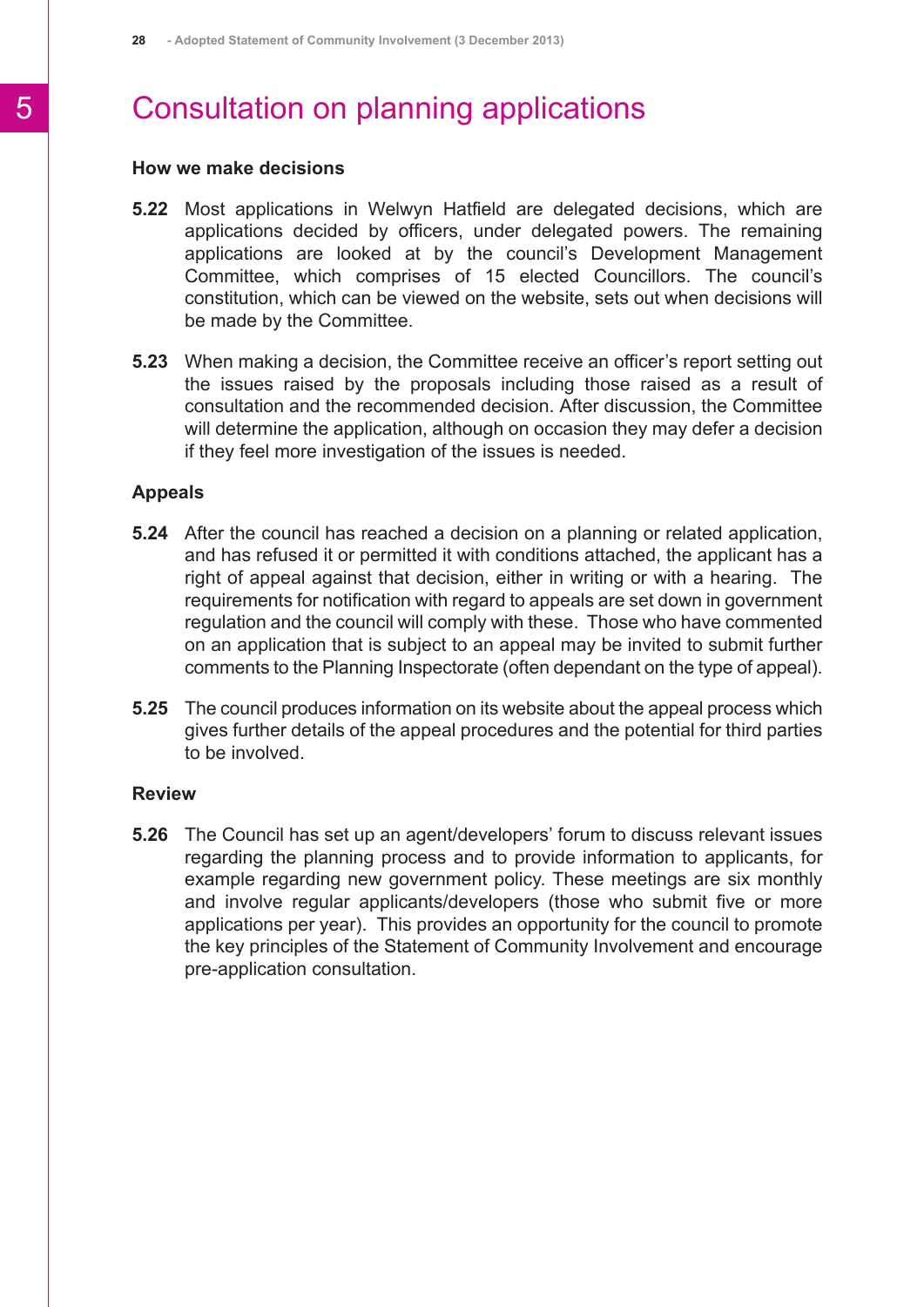# Consultation on planning applications

### How we make decisions

**5.22** Most applications in Welwyn Hatfield are delegated decisions, which are applications decided by officers, under delegated powers. The remaining applications are looked at by the council's Development Management Committee, which comprises of 15 elected Councillors. The council's constitution, which can be viewed on the website, sets out when decisions will be made by the Committee.

**5.23** When making a decision, the Committee receive an officer's report setting out the issues raised by the proposals including those raised as a result of consultation and the recommended decision. After discussion, the Committee will determine the application, although on occasion they may defer a decision if they feel more investigation of the issues is needed.

### Appeals

**5.24** After the council has reached a decision on a planning or related application, and has refused it or permitted it with conditions attached, the applicant has a right of appeal against that decision, either in writing or with a hearing. The requirements for notification with regard to appeals are set down in government regulation and the council will comply with these. Those who have commented on an application that is subject to an appeal may be invited to submit further comments to the Planning Inspectorate (often dependant on the type of appeal).

**5.25** The council produces information on its website about the appeal process which gives further details of the appeal procedures and the potential for third parties to be involved.

### Review

**5.26** The Council has set up an agent/developers' forum to discuss relevant issues regarding the planning process and to provide information to applicants, for example regarding new government policy. These meetings are six monthly and involve regular applicants/developers (those who submit five or more applications per year). This provides an opportunity for the council to promote the key principles of the Statement of Community Involvement and encourage pre-application consultation.